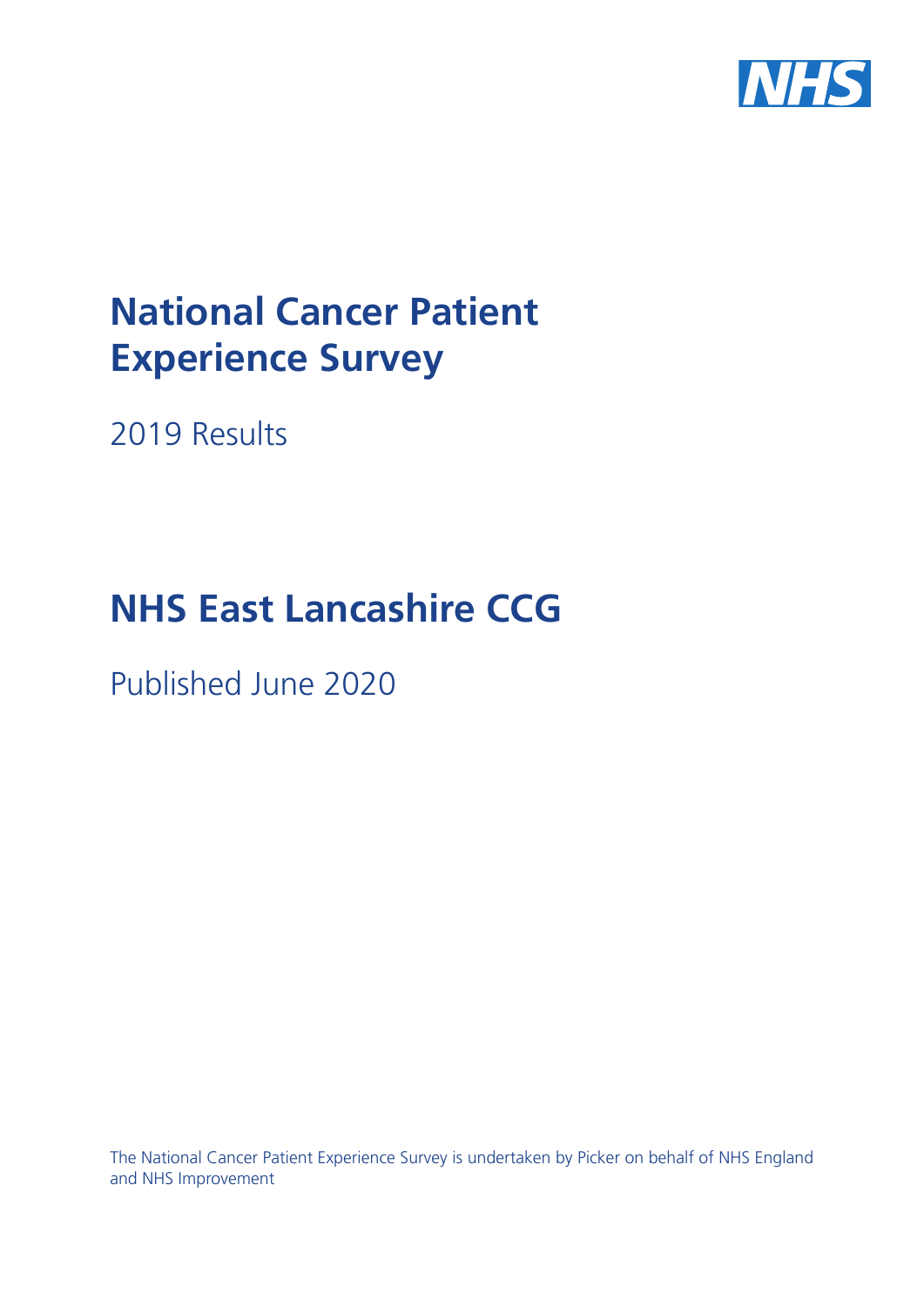# National Cancer Patient Experience Survey

2019 Results

# NHS East Lancashire CCG

Published June 2020

The National Cancer Patient Experience Survey is undertaken by Picker on behalf of NHS England and NHS Improvement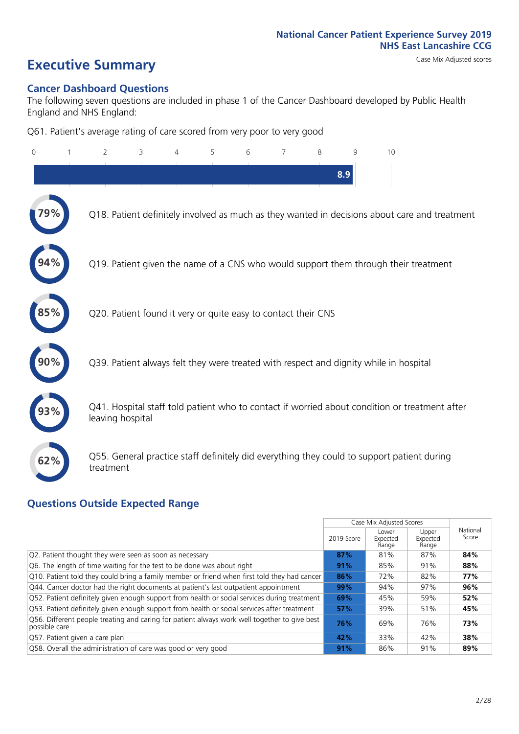National Cancer Patient Experience Survey 2019
NHS East Lancashire CCG

# Executive Summary

Case Mix Adjusted scores

## Cancer Dashboard Questions

The following seven questions are included in phase 1 of the Cancer Dashboard developed by Public Health England and NHS England:

Q61. Patient's average rating of care scored from very poor to very good

8.9

79% Q18. Patient definitely involved as much as they wanted in decisions about care and treatment

94% Q19. Patient given the name of a CNS who would support them through their treatment

85% Q20. Patient found it very or quite easy to contact their CNS

90% Q39. Patient always felt they were treated with respect and dignity while in hospital

93% Q41. Hospital staff told patient who to contact if worried about condition or treatment after leaving hospital

62% Q55. General practice staff definitely did everything they could to support patient during treatment

## Questions Outside Expected Range

| | Case Mix Adjusted Scores | | | National Score |
|---|---|---|---|---|
| | 2019 Score | Lower Expected Range | Upper Expected Range | |
| Q2. Patient thought they were seen as soon as necessary | **87%** | 81% | 87% | **84%** |
| Q6. The length of time waiting for the test to be done was about right | **91%** | 85% | 91% | **88%** |
| Q10. Patient told they could bring a family member or friend when first told they had cancer | **86%** | 72% | 82% | **77%** |
| Q44. Cancer doctor had the right documents at patient's last outpatient appointment | **99%** | 94% | 97% | **96%** |
| Q52. Patient definitely given enough support from health or social services during treatment | **69%** | 45% | 59% | **52%** |
| Q53. Patient definitely given enough support from health or social services after treatment | **57%** | 39% | 51% | **45%** |
| Q56. Different people treating and caring for patient always work well together to give best possible care | **76%** | 69% | 76% | **73%** |
| Q57. Patient given a care plan | **42%** | 33% | 42% | **38%** |
| Q58. Overall the administration of care was good or very good | **91%** | 86% | 91% | **89%** |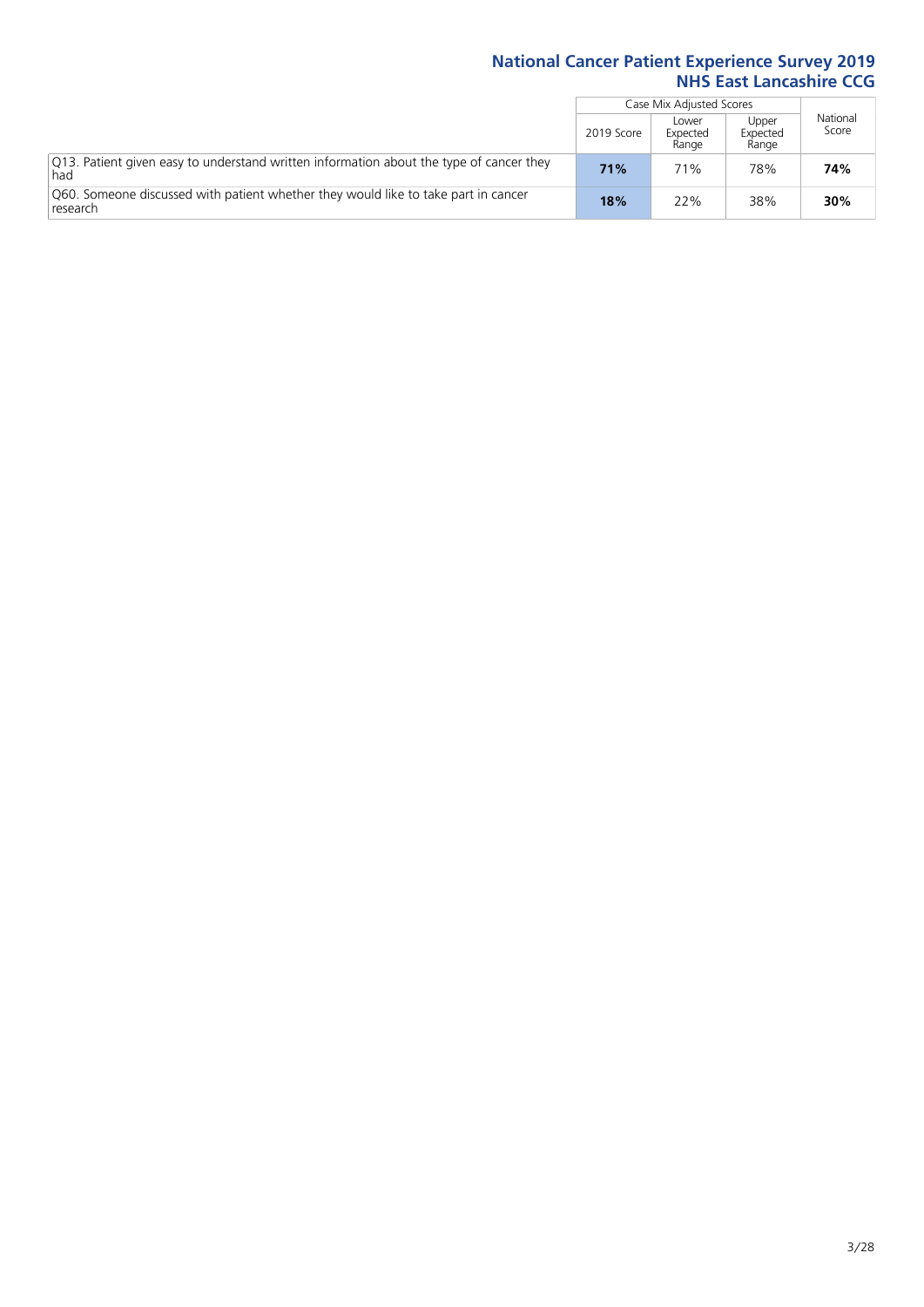# National Cancer Patient Experience Survey 2019
## NHS East Lancashire CCG

| | Case Mix Adjusted Scores | | | National Score |
|---|---|---|---|---|
| | 2019 Score | Lower Expected Range | Upper Expected Range | |
| Q13. Patient given easy to understand written information about the type of cancer they had | **71%** | 71% | 78% | **74%** |
| Q60. Someone discussed with patient whether they would like to take part in cancer research | **18%** | 22% | 38% | **30%** |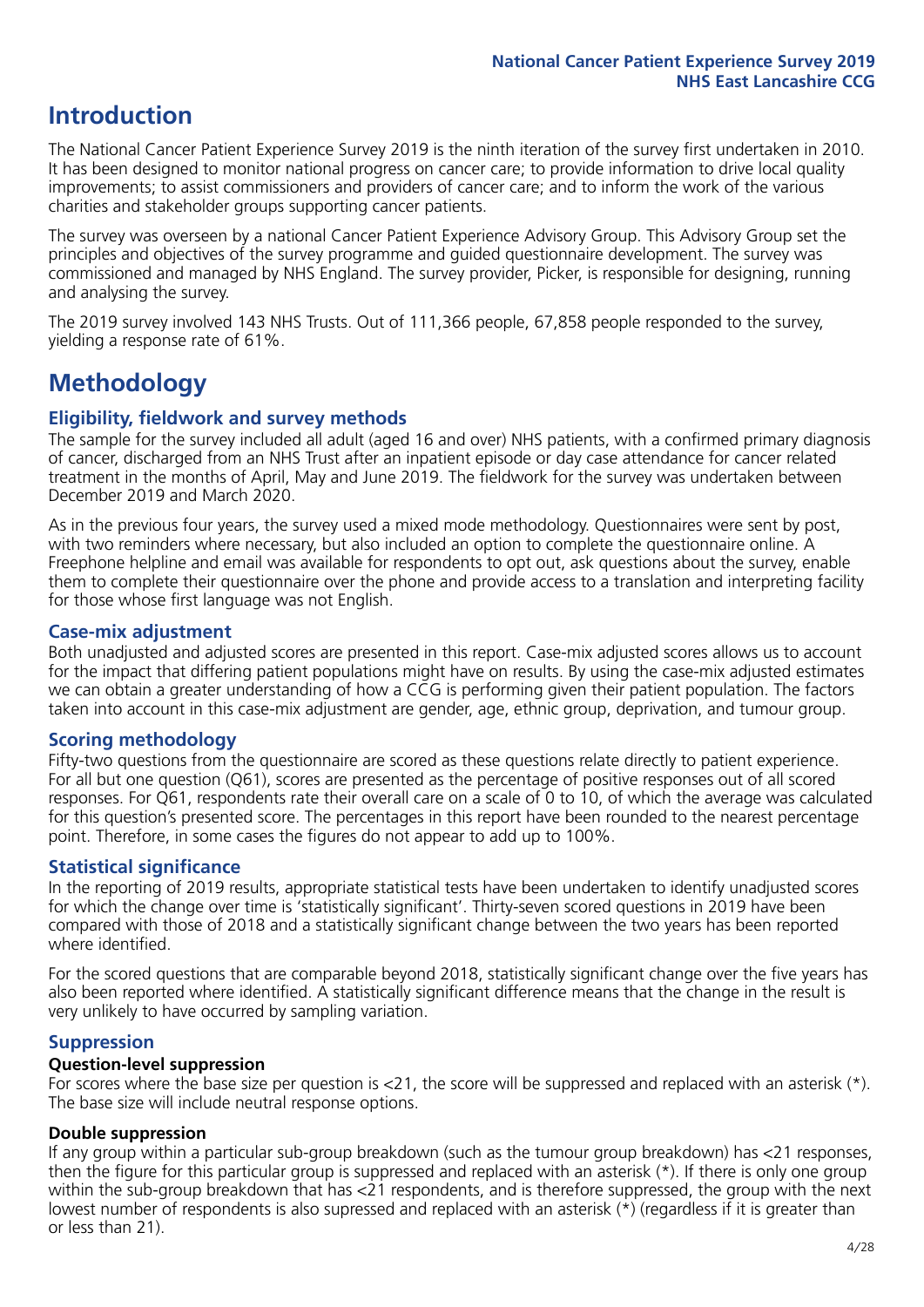# Introduction

The National Cancer Patient Experience Survey 2019 is the ninth iteration of the survey first undertaken in 2010. It has been designed to monitor national progress on cancer care; to provide information to drive local quality improvements; to assist commissioners and providers of cancer care; and to inform the work of the various charities and stakeholder groups supporting cancer patients.

The survey was overseen by a national Cancer Patient Experience Advisory Group. This Advisory Group set the principles and objectives of the survey programme and guided questionnaire development. The survey was commissioned and managed by NHS England. The survey provider, Picker, is responsible for designing, running and analysing the survey.

The 2019 survey involved 143 NHS Trusts. Out of 111,366 people, 67,858 people responded to the survey, yielding a response rate of 61%.

# Methodology

### Eligibility, fieldwork and survey methods

The sample for the survey included all adult (aged 16 and over) NHS patients, with a confirmed primary diagnosis of cancer, discharged from an NHS Trust after an inpatient episode or day case attendance for cancer related treatment in the months of April, May and June 2019. The fieldwork for the survey was undertaken between December 2019 and March 2020.

As in the previous four years, the survey used a mixed mode methodology. Questionnaires were sent by post, with two reminders where necessary, but also included an option to complete the questionnaire online. A Freephone helpline and email was available for respondents to opt out, ask questions about the survey, enable them to complete their questionnaire over the phone and provide access to a translation and interpreting facility for those whose first language was not English.

### Case-mix adjustment

Both unadjusted and adjusted scores are presented in this report. Case-mix adjusted scores allows us to account for the impact that differing patient populations might have on results. By using the case-mix adjusted estimates we can obtain a greater understanding of how a CCG is performing given their patient population. The factors taken into account in this case-mix adjustment are gender, age, ethnic group, deprivation, and tumour group.

### Scoring methodology

Fifty-two questions from the questionnaire are scored as these questions relate directly to patient experience. For all but one question (Q61), scores are presented as the percentage of positive responses out of all scored responses. For Q61, respondents rate their overall care on a scale of 0 to 10, of which the average was calculated for this question's presented score. The percentages in this report have been rounded to the nearest percentage point. Therefore, in some cases the figures do not appear to add up to 100%.

### Statistical significance

In the reporting of 2019 results, appropriate statistical tests have been undertaken to identify unadjusted scores for which the change over time is 'statistically significant'. Thirty-seven scored questions in 2019 have been compared with those of 2018 and a statistically significant change between the two years has been reported where identified.

For the scored questions that are comparable beyond 2018, statistically significant change over the five years has also been reported where identified. A statistically significant difference means that the change in the result is very unlikely to have occurred by sampling variation.

### Suppression

#### Question-level suppression

For scores where the base size per question is <21, the score will be suppressed and replaced with an asterisk (*). The base size will include neutral response options.

#### Double suppression

If any group within a particular sub-group breakdown (such as the tumour group breakdown) has <21 responses, then the figure for this particular group is suppressed and replaced with an asterisk (*). If there is only one group within the sub-group breakdown that has <21 respondents, and is therefore suppressed, the group with the next lowest number of respondents is also supressed and replaced with an asterisk (*) (regardless if it is greater than or less than 21).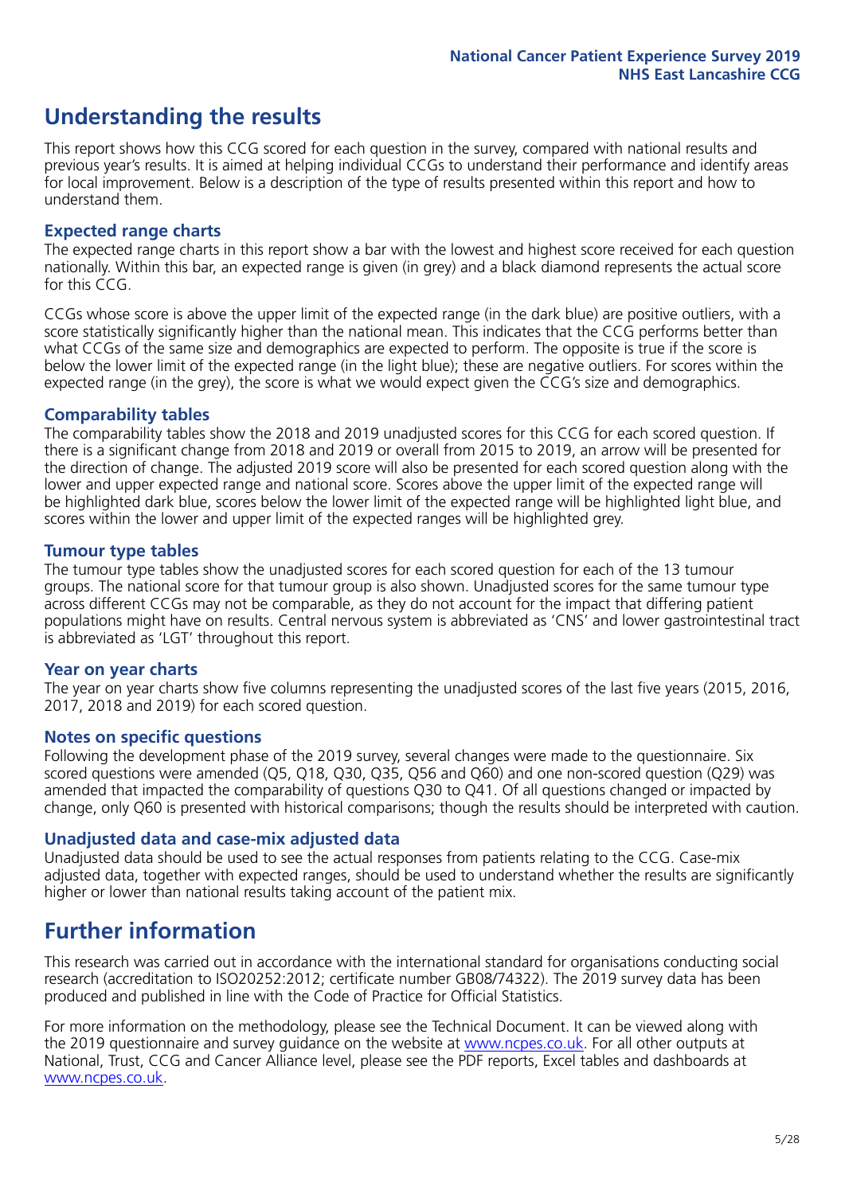# Understanding the results

This report shows how this CCG scored for each question in the survey, compared with national results and previous year's results. It is aimed at helping individual CCGs to understand their performance and identify areas for local improvement. Below is a description of the type of results presented within this report and how to understand them.

### Expected range charts

The expected range charts in this report show a bar with the lowest and highest score received for each question nationally. Within this bar, an expected range is given (in grey) and a black diamond represents the actual score for this CCG.

CCGs whose score is above the upper limit of the expected range (in the dark blue) are positive outliers, with a score statistically significantly higher than the national mean. This indicates that the CCG performs better than what CCGs of the same size and demographics are expected to perform. The opposite is true if the score is below the lower limit of the expected range (in the light blue); these are negative outliers. For scores within the expected range (in the grey), the score is what we would expect given the CCG's size and demographics.

### Comparability tables

The comparability tables show the 2018 and 2019 unadjusted scores for this CCG for each scored question. If there is a significant change from 2018 and 2019 or overall from 2015 to 2019, an arrow will be presented for the direction of change. The adjusted 2019 score will also be presented for each scored question along with the lower and upper expected range and national score. Scores above the upper limit of the expected range will be highlighted dark blue, scores below the lower limit of the expected range will be highlighted light blue, and scores within the lower and upper limit of the expected ranges will be highlighted grey.

### Tumour type tables

The tumour type tables show the unadjusted scores for each scored question for each of the 13 tumour groups. The national score for that tumour group is also shown. Unadjusted scores for the same tumour type across different CCGs may not be comparable, as they do not account for the impact that differing patient populations might have on results. Central nervous system is abbreviated as 'CNS' and lower gastrointestinal tract is abbreviated as 'LGT' throughout this report.

### Year on year charts

The year on year charts show five columns representing the unadjusted scores of the last five years (2015, 2016, 2017, 2018 and 2019) for each scored question.

### Notes on specific questions

Following the development phase of the 2019 survey, several changes were made to the questionnaire. Six scored questions were amended (Q5, Q18, Q30, Q35, Q56 and Q60) and one non-scored question (Q29) was amended that impacted the comparability of questions Q30 to Q41. Of all questions changed or impacted by change, only Q60 is presented with historical comparisons; though the results should be interpreted with caution.

### Unadjusted data and case-mix adjusted data

Unadjusted data should be used to see the actual responses from patients relating to the CCG. Case-mix adjusted data, together with expected ranges, should be used to understand whether the results are significantly higher or lower than national results taking account of the patient mix.

# Further information

This research was carried out in accordance with the international standard for organisations conducting social research (accreditation to ISO20252:2012; certificate number GB08/74322). The 2019 survey data has been produced and published in line with the Code of Practice for Official Statistics.

For more information on the methodology, please see the Technical Document. It can be viewed along with the 2019 questionnaire and survey guidance on the website at www.ncpes.co.uk. For all other outputs at National, Trust, CCG and Cancer Alliance level, please see the PDF reports, Excel tables and dashboards at www.ncpes.co.uk.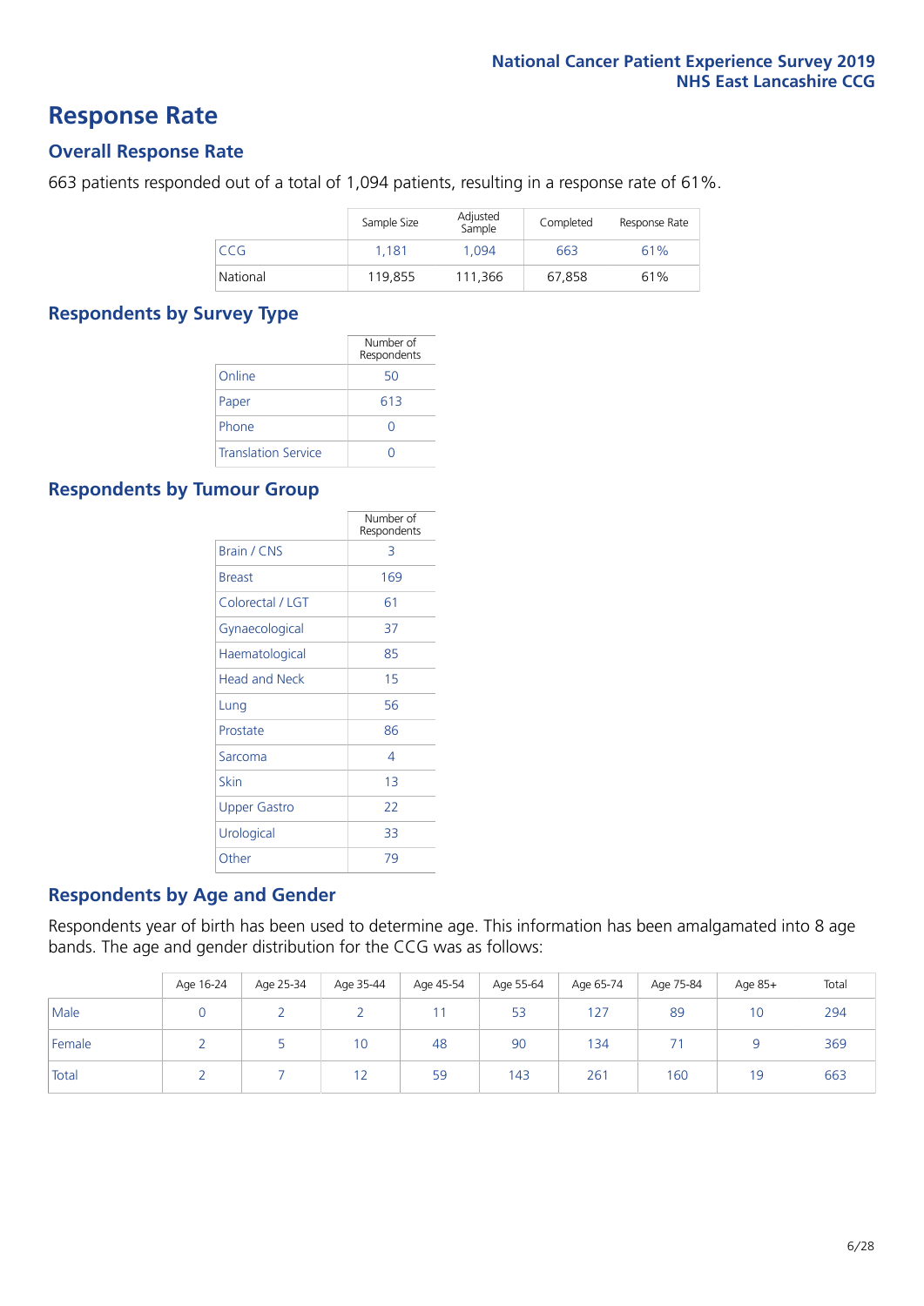# Response Rate

## Overall Response Rate

663 patients responded out of a total of 1,094 patients, resulting in a response rate of 61%.

| | Sample Size | Adjusted Sample | Completed | Response Rate |
|---|---|---|---|---|
| CCG | 1,181 | 1,094 | 663 | 61% |
| National | 119,855 | 111,366 | 67,858 | 61% |

## Respondents by Survey Type

| | Number of Respondents |
|---|---|
| Online | 50 |
| Paper | 613 |
| Phone | 0 |
| Translation Service | 0 |

## Respondents by Tumour Group

| | Number of Respondents |
|---|---|
| Brain / CNS | 3 |
| Breast | 169 |
| Colorectal / LGT | 61 |
| Gynaecological | 37 |
| Haematological | 85 |
| Head and Neck | 15 |
| Lung | 56 |
| Prostate | 86 |
| Sarcoma | 4 |
| Skin | 13 |
| Upper Gastro | 22 |
| Urological | 33 |
| Other | 79 |

## Respondents by Age and Gender

Respondents year of birth has been used to determine age. This information has been amalgamated into 8 age bands. The age and gender distribution for the CCG was as follows:

| | Age 16-24 | Age 25-34 | Age 35-44 | Age 45-54 | Age 55-64 | Age 65-74 | Age 75-84 | Age 85+ | Total |
|---|---|---|---|---|---|---|---|---|---|
| Male | 0 | 2 | 2 | 11 | 53 | 127 | 89 | 10 | 294 |
| Female | 2 | 5 | 10 | 48 | 90 | 134 | 71 | 9 | 369 |
| Total | 2 | 7 | 12 | 59 | 143 | 261 | 160 | 19 | 663 |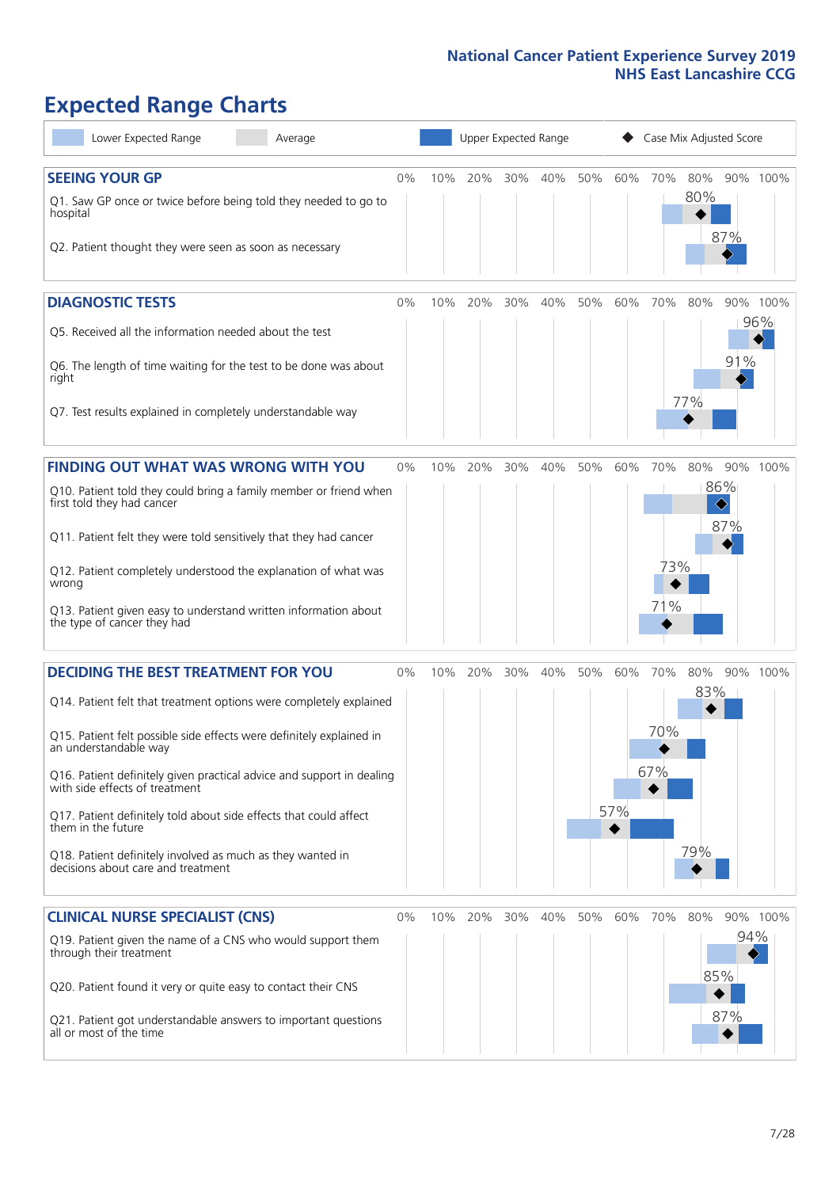# Expected Range Charts

Lower Expected Range | Average | Upper Expected Range | Case Mix Adjusted Score

## SEEING YOUR GP

| Question | Case Mix Adjusted Score |
|---|---|
| Q1. Saw GP once or twice before being told they needed to go to hospital | 80% |
| Q2. Patient thought they were seen as soon as necessary | 87% |

## DIAGNOSTIC TESTS

| Question | Case Mix Adjusted Score |
|---|---|
| Q5. Received all the information needed about the test | 96% |
| Q6. The length of time waiting for the test to be done was about right | 91% |
| Q7. Test results explained in completely understandable way | 77% |

## FINDING OUT WHAT WAS WRONG WITH YOU

| Question | Case Mix Adjusted Score |
|---|---|
| Q10. Patient told they could bring a family member or friend when first told they had cancer | 86% |
| Q11. Patient felt they were told sensitively that they had cancer | 87% |
| Q12. Patient completely understood the explanation of what was wrong | 73% |
| Q13. Patient given easy to understand written information about the type of cancer they had | 71% |

## DECIDING THE BEST TREATMENT FOR YOU

| Question | Case Mix Adjusted Score |
|---|---|
| Q14. Patient felt that treatment options were completely explained | 83% |
| Q15. Patient felt possible side effects were definitely explained in an understandable way | 70% |
| Q16. Patient definitely given practical advice and support in dealing with side effects of treatment | 67% |
| Q17. Patient definitely told about side effects that could affect them in the future | 57% |
| Q18. Patient definitely involved as much as they wanted in decisions about care and treatment | 79% |

## CLINICAL NURSE SPECIALIST (CNS)

| Question | Case Mix Adjusted Score |
|---|---|
| Q19. Patient given the name of a CNS who would support them through their treatment | 94% |
| Q20. Patient found it very or quite easy to contact their CNS | 85% |
| Q21. Patient got understandable answers to important questions all or most of the time | 87% |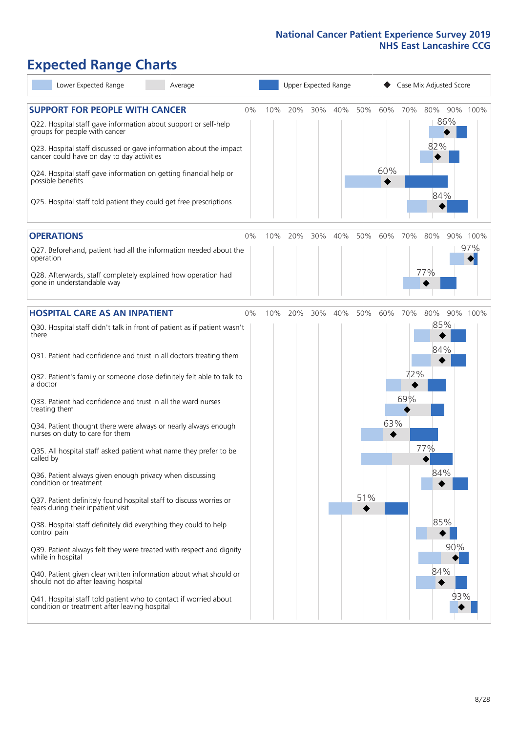# Expected Range Charts

Lower Expected Range | Average | Upper Expected Range | ◆ Case Mix Adjusted Score

## SUPPORT FOR PEOPLE WITH CANCER

| Question | Case Mix Adjusted Score |
|---|---|
| Q22. Hospital staff gave information about support or self-help groups for people with cancer | 86% |
| Q23. Hospital staff discussed or gave information about the impact cancer could have on day to day activities | 82% |
| Q24. Hospital staff gave information on getting financial help or possible benefits | 60% |
| Q25. Hospital staff told patient they could get free prescriptions | 84% |

## OPERATIONS

| Question | Case Mix Adjusted Score |
|---|---|
| Q27. Beforehand, patient had all the information needed about the operation | 97% |
| Q28. Afterwards, staff completely explained how operation had gone in understandable way | 77% |

## HOSPITAL CARE AS AN INPATIENT

| Question | Case Mix Adjusted Score |
|---|---|
| Q30. Hospital staff didn't talk in front of patient as if patient wasn't there | 85% |
| Q31. Patient had confidence and trust in all doctors treating them | 84% |
| Q32. Patient's family or someone close definitely felt able to talk to a doctor | 72% |
| Q33. Patient had confidence and trust in all the ward nurses treating them | 69% |
| Q34. Patient thought there were always or nearly always enough nurses on duty to care for them | 63% |
| Q35. All hospital staff asked patient what name they prefer to be called by | 77% |
| Q36. Patient always given enough privacy when discussing condition or treatment | 84% |
| Q37. Patient definitely found hospital staff to discuss worries or fears during their inpatient visit | 51% |
| Q38. Hospital staff definitely did everything they could to help control pain | 85% |
| Q39. Patient always felt they were treated with respect and dignity while in hospital | 90% |
| Q40. Patient given clear written information about what should or should not do after leaving hospital | 84% |
| Q41. Hospital staff told patient who to contact if worried about condition or treatment after leaving hospital | 93% |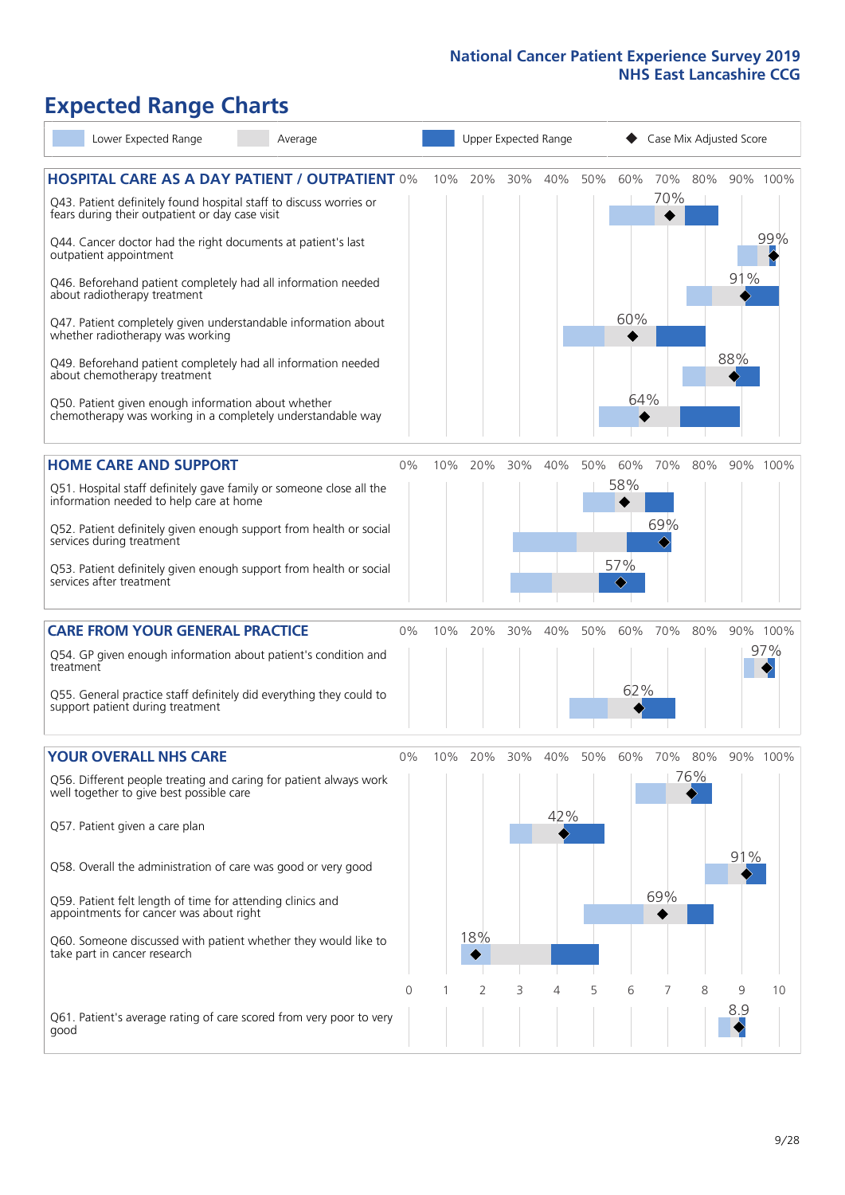## Expected Range Charts

Lower Expected Range | Average | Upper Expected Range | Case Mix Adjusted Score

### HOSPITAL CARE AS A DAY PATIENT / OUTPATIENT

| Question | Case Mix Adjusted Score |
|---|---|
| Q43. Patient definitely found hospital staff to discuss worries or fears during their outpatient or day case visit | 70% |
| Q44. Cancer doctor had the right documents at patient's last outpatient appointment | 99% |
| Q46. Beforehand patient completely had all information needed about radiotherapy treatment | 91% |
| Q47. Patient completely given understandable information about whether radiotherapy was working | 60% |
| Q49. Beforehand patient completely had all information needed about chemotherapy treatment | 88% |
| Q50. Patient given enough information about whether chemotherapy was working in a completely understandable way | 64% |

### HOME CARE AND SUPPORT

| Question | Case Mix Adjusted Score |
|---|---|
| Q51. Hospital staff definitely gave family or someone close all the information needed to help care at home | 58% |
| Q52. Patient definitely given enough support from health or social services during treatment | 69% |
| Q53. Patient definitely given enough support from health or social services after treatment | 57% |

### CARE FROM YOUR GENERAL PRACTICE

| Question | Case Mix Adjusted Score |
|---|---|
| Q54. GP given enough information about patient's condition and treatment | 97% |
| Q55. General practice staff definitely did everything they could to support patient during treatment | 62% |

### YOUR OVERALL NHS CARE

| Question | Case Mix Adjusted Score |
|---|---|
| Q56. Different people treating and caring for patient always work well together to give best possible care | 76% |
| Q57. Patient given a care plan | 42% |
| Q58. Overall the administration of care was good or very good | 91% |
| Q59. Patient felt length of time for attending clinics and appointments for cancer was about right | 69% |
| Q60. Someone discussed with patient whether they would like to take part in cancer research | 18% |
| Q61. Patient's average rating of care scored from very poor to very good | 8.9 |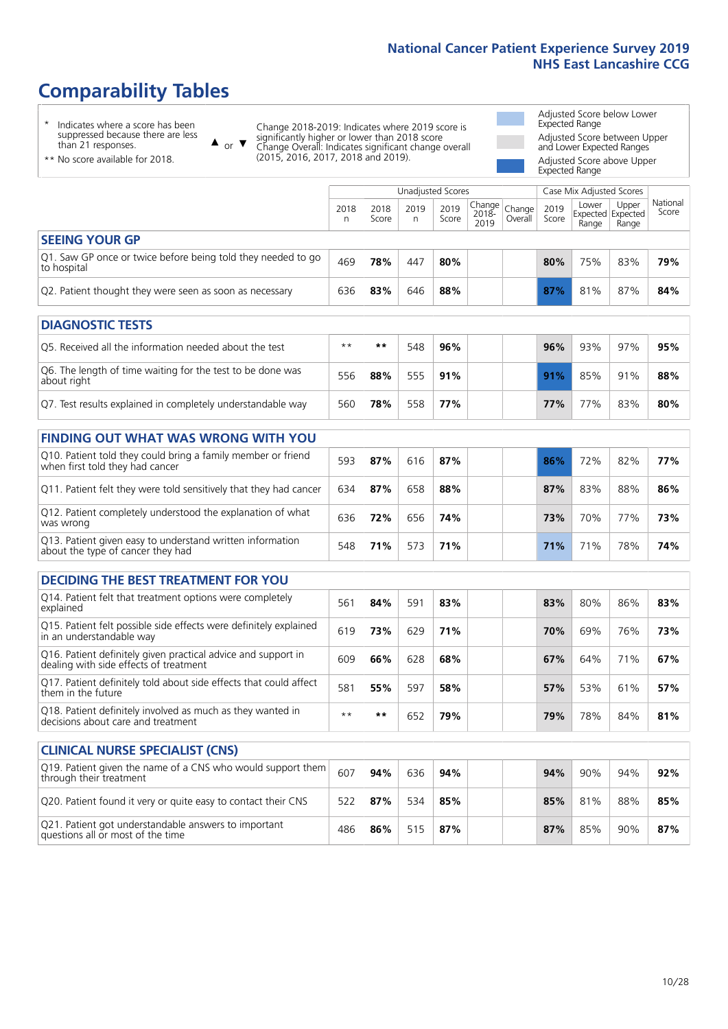# Comparability Tables

\* Indicates where a score has been suppressed because there are less than 21 responses.

\*\* No score available for 2018.

▲ or ▼ Change 2018-2019: Indicates where 2019 score is significantly higher or lower than 2018 score. Change Overall: Indicates significant change overall (2015, 2016, 2017, 2018 and 2019).

Adjusted Score below Lower Expected Range

Adjusted Score between Upper and Lower Expected Ranges

Adjusted Score above Upper Expected Range

| | Unadjusted Scores | | | | | | Case Mix Adjusted Scores | | | |
|---|---|---|---|---|---|---|---|---|---|---|
| | 2018 n | 2018 Score | 2019 n | 2019 Score | Change 2018-2019 | Change Overall | 2019 Score | Lower Expected Range | Upper Expected Range | National Score |
| **SEEING YOUR GP** | | | | | | | | | | |
| Q1. Saw GP once or twice before being told they needed to go to hospital | 469 | **78%** | 447 | **80%** | | | **80%** | 75% | 83% | **79%** |
| Q2. Patient thought they were seen as soon as necessary | 636 | **83%** | 646 | **88%** | | | **87%** | 81% | 87% | **84%** |
| **DIAGNOSTIC TESTS** | | | | | | | | | | |
| Q5. Received all the information needed about the test | ** | ** | 548 | **96%** | | | **96%** | 93% | 97% | **95%** |
| Q6. The length of time waiting for the test to be done was about right | 556 | **88%** | 555 | **91%** | | | **91%** | 85% | 91% | **88%** |
| Q7. Test results explained in completely understandable way | 560 | **78%** | 558 | **77%** | | | **77%** | 77% | 83% | **80%** |
| **FINDING OUT WHAT WAS WRONG WITH YOU** | | | | | | | | | | |
| Q10. Patient told they could bring a family member or friend when first told they had cancer | 593 | **87%** | 616 | **87%** | | | **86%** | 72% | 82% | **77%** |
| Q11. Patient felt they were told sensitively that they had cancer | 634 | **87%** | 658 | **88%** | | | **87%** | 83% | 88% | **86%** |
| Q12. Patient completely understood the explanation of what was wrong | 636 | **72%** | 656 | **74%** | | | **73%** | 70% | 77% | **73%** |
| Q13. Patient given easy to understand written information about the type of cancer they had | 548 | **71%** | 573 | **71%** | | | **71%** | 71% | 78% | **74%** |
| **DECIDING THE BEST TREATMENT FOR YOU** | | | | | | | | | | |
| Q14. Patient felt that treatment options were completely explained | 561 | **84%** | 591 | **83%** | | | **83%** | 80% | 86% | **83%** |
| Q15. Patient felt possible side effects were definitely explained in an understandable way | 619 | **73%** | 629 | **71%** | | | **70%** | 69% | 76% | **73%** |
| Q16. Patient definitely given practical advice and support in dealing with side effects of treatment | 609 | **66%** | 628 | **68%** | | | **67%** | 64% | 71% | **67%** |
| Q17. Patient definitely told about side effects that could affect them in the future | 581 | **55%** | 597 | **58%** | | | **57%** | 53% | 61% | **57%** |
| Q18. Patient definitely involved as much as they wanted in decisions about care and treatment | ** | ** | 652 | **79%** | | | **79%** | 78% | 84% | **81%** |
| **CLINICAL NURSE SPECIALIST (CNS)** | | | | | | | | | | |
| Q19. Patient given the name of a CNS who would support them through their treatment | 607 | **94%** | 636 | **94%** | | | **94%** | 90% | 94% | **92%** |
| Q20. Patient found it very or quite easy to contact their CNS | 522 | **87%** | 534 | **85%** | | | **85%** | 81% | 88% | **85%** |
| Q21. Patient got understandable answers to important questions all or most of the time | 486 | **86%** | 515 | **87%** | | | **87%** | 85% | 90% | **87%** |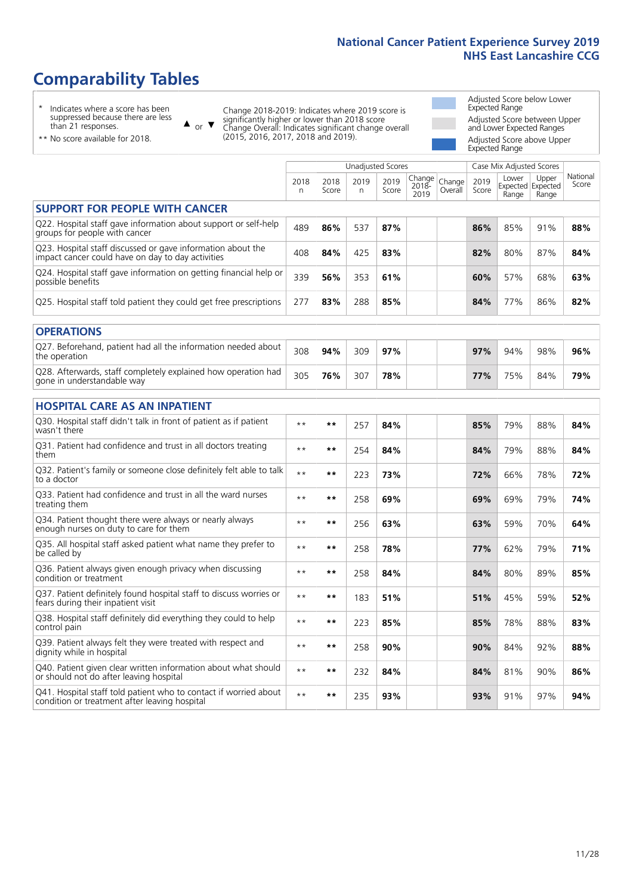# Comparability Tables

- \* Indicates where a score has been suppressed because there are less than 21 responses.
- \*\* No score available for 2018.

▲ or ▼ Change 2018-2019: Indicates where 2019 score is significantly higher or lower than 2018 score Change Overall: Indicates significant change overall (2015, 2016, 2017, 2018 and 2019).

- Adjusted Score below Lower Expected Range
- Adjusted Score between Upper and Lower Expected Ranges
- Adjusted Score above Upper Expected Range

| | Unadjusted Scores | | | | | | Case Mix Adjusted Scores | | | |
|---|---|---|---|---|---|---|---|---|---|---|
| | 2018 n | 2018 Score | 2019 n | 2019 Score | Change 2018-2019 | Change Overall | 2019 Score | Lower Expected Range | Upper Expected Range | National Score |
| **SUPPORT FOR PEOPLE WITH CANCER** | | | | | | | | | | |
| Q22. Hospital staff gave information about support or self-help groups for people with cancer | 489 | **86%** | 537 | **87%** | | | **86%** | 85% | 91% | **88%** |
| Q23. Hospital staff discussed or gave information about the impact cancer could have on day to day activities | 408 | **84%** | 425 | **83%** | | | **82%** | 80% | 87% | **84%** |
| Q24. Hospital staff gave information on getting financial help or possible benefits | 339 | **56%** | 353 | **61%** | | | **60%** | 57% | 68% | **63%** |
| Q25. Hospital staff told patient they could get free prescriptions | 277 | **83%** | 288 | **85%** | | | **84%** | 77% | 86% | **82%** |
| **OPERATIONS** | | | | | | | | | | |
| Q27. Beforehand, patient had all the information needed about the operation | 308 | **94%** | 309 | **97%** | | | **97%** | 94% | 98% | **96%** |
| Q28. Afterwards, staff completely explained how operation had gone in understandable way | 305 | **76%** | 307 | **78%** | | | **77%** | 75% | 84% | **79%** |
| **HOSPITAL CARE AS AN INPATIENT** | | | | | | | | | | |
| Q30. Hospital staff didn't talk in front of patient as if patient wasn't there | ** | ** | 257 | **84%** | | | **85%** | 79% | 88% | **84%** |
| Q31. Patient had confidence and trust in all doctors treating them | ** | ** | 254 | **84%** | | | **84%** | 79% | 88% | **84%** |
| Q32. Patient's family or someone close definitely felt able to talk to a doctor | ** | ** | 223 | **73%** | | | **72%** | 66% | 78% | **72%** |
| Q33. Patient had confidence and trust in all the ward nurses treating them | ** | ** | 258 | **69%** | | | **69%** | 69% | 79% | **74%** |
| Q34. Patient thought there were always or nearly always enough nurses on duty to care for them | ** | ** | 256 | **63%** | | | **63%** | 59% | 70% | **64%** |
| Q35. All hospital staff asked patient what name they prefer to be called by | ** | ** | 258 | **78%** | | | **77%** | 62% | 79% | **71%** |
| Q36. Patient always given enough privacy when discussing condition or treatment | ** | ** | 258 | **84%** | | | **84%** | 80% | 89% | **85%** |
| Q37. Patient definitely found hospital staff to discuss worries or fears during their inpatient visit | ** | ** | 183 | **51%** | | | **51%** | 45% | 59% | **52%** |
| Q38. Hospital staff definitely did everything they could to help control pain | ** | ** | 223 | **85%** | | | **85%** | 78% | 88% | **83%** |
| Q39. Patient always felt they were treated with respect and dignity while in hospital | ** | ** | 258 | **90%** | | | **90%** | 84% | 92% | **88%** |
| Q40. Patient given clear written information about what should or should not do after leaving hospital | ** | ** | 232 | **84%** | | | **84%** | 81% | 90% | **86%** |
| Q41. Hospital staff told patient who to contact if worried about condition or treatment after leaving hospital | ** | ** | 235 | **93%** | | | **93%** | 91% | 97% | **94%** |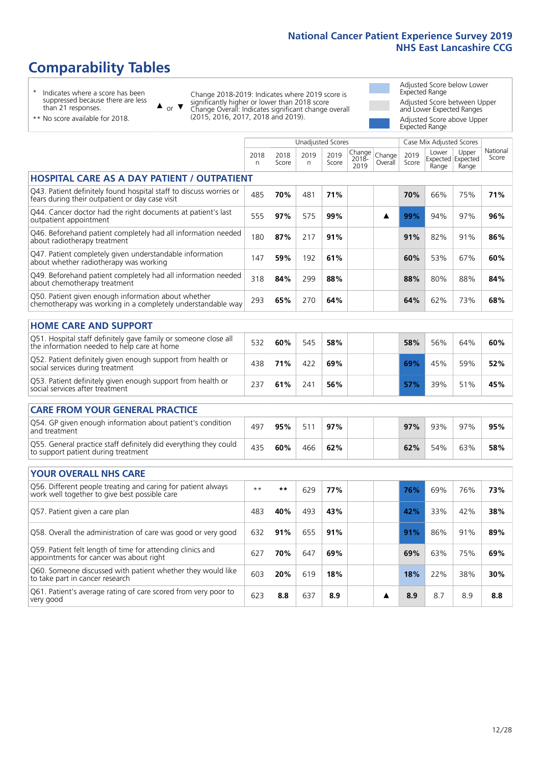# Comparability Tables

- \* Indicates where a score has been suppressed because there are less than 21 responses.
- \*\* No score available for 2018.

▲ or ▼ Change 2018-2019: Indicates where 2019 score is significantly higher or lower than 2018 score. Change Overall: Indicates significant change overall (2015, 2016, 2017, 2018 and 2019).

- Adjusted Score below Lower Expected Range
- Adjusted Score between Upper and Lower Expected Ranges
- Adjusted Score above Upper Expected Range

| | Unadjusted Scores | | | | | | Case Mix Adjusted Scores | | | |
|---|---|---|---|---|---|---|---|---|---|---|
| | 2018 n | 2018 Score | 2019 n | 2019 Score | Change 2018-2019 | Change Overall | 2019 Score | Lower Expected Range | Upper Expected Range | National Score |
| **HOSPITAL CARE AS A DAY PATIENT / OUTPATIENT** | | | | | | | | | | |
| Q43. Patient definitely found hospital staff to discuss worries or fears during their outpatient or day case visit | 485 | **70%** | 481 | **71%** | | | **70%** | 66% | 75% | **71%** |
| Q44. Cancer doctor had the right documents at patient's last outpatient appointment | 555 | **97%** | 575 | **99%** | | ▲ | **99%** | 94% | 97% | **96%** |
| Q46. Beforehand patient completely had all information needed about radiotherapy treatment | 180 | **87%** | 217 | **91%** | | | **91%** | 82% | 91% | **86%** |
| Q47. Patient completely given understandable information about whether radiotherapy was working | 147 | **59%** | 192 | **61%** | | | **60%** | 53% | 67% | **60%** |
| Q49. Beforehand patient completely had all information needed about chemotherapy treatment | 318 | **84%** | 299 | **88%** | | | **88%** | 80% | 88% | **84%** |
| Q50. Patient given enough information about whether chemotherapy was working in a completely understandable way | 293 | **65%** | 270 | **64%** | | | **64%** | 62% | 73% | **68%** |
| **HOME CARE AND SUPPORT** | | | | | | | | | | |
| Q51. Hospital staff definitely gave family or someone close all the information needed to help care at home | 532 | **60%** | 545 | **58%** | | | **58%** | 56% | 64% | **60%** |
| Q52. Patient definitely given enough support from health or social services during treatment | 438 | **71%** | 422 | **69%** | | | **69%** | 45% | 59% | **52%** |
| Q53. Patient definitely given enough support from health or social services after treatment | 237 | **61%** | 241 | **56%** | | | **57%** | 39% | 51% | **45%** |
| **CARE FROM YOUR GENERAL PRACTICE** | | | | | | | | | | |
| Q54. GP given enough information about patient's condition and treatment | 497 | **95%** | 511 | **97%** | | | **97%** | 93% | 97% | **95%** |
| Q55. General practice staff definitely did everything they could to support patient during treatment | 435 | **60%** | 466 | **62%** | | | **62%** | 54% | 63% | **58%** |
| **YOUR OVERALL NHS CARE** | | | | | | | | | | |
| Q56. Different people treating and caring for patient always work well together to give best possible care | ** | ** | 629 | **77%** | | | **76%** | 69% | 76% | **73%** |
| Q57. Patient given a care plan | 483 | **40%** | 493 | **43%** | | | **42%** | 33% | 42% | **38%** |
| Q58. Overall the administration of care was good or very good | 632 | **91%** | 655 | **91%** | | | **91%** | 86% | 91% | **89%** |
| Q59. Patient felt length of time for attending clinics and appointments for cancer was about right | 627 | **70%** | 647 | **69%** | | | **69%** | 63% | 75% | **69%** |
| Q60. Someone discussed with patient whether they would like to take part in cancer research | 603 | **20%** | 619 | **18%** | | | **18%** | 22% | 38% | **30%** |
| Q61. Patient's average rating of care scored from very poor to very good | 623 | **8.8** | 637 | **8.9** | | ▲ | **8.9** | 8.7 | 8.9 | **8.8** |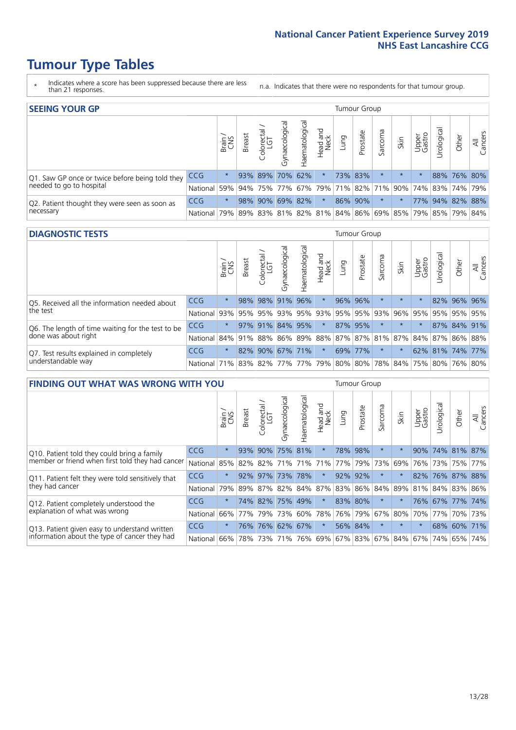# Tumour Type Tables

\* Indicates where a score has been suppressed because there are less than 21 responses.

n.a. Indicates that there were no respondents for that tumour group.

## SEEING YOUR GP

| | | Brain / CNS | Breast | Colorectal / LGT | Gynaecological | Haematological | Head and Neck | Lung | Prostate | Sarcoma | Skin | Upper Gastro | Urological | Other | All Cancers |
|---|---|---|---|---|---|---|---|---|---|---|---|---|---|---|---|
| Q1. Saw GP once or twice before being told they needed to go to hospital | CCG | * | 93% | 89% | 70% | 62% | * | 73% | 83% | * | * | * | 88% | 76% | 80% |
| | National | 59% | 94% | 75% | 77% | 67% | 79% | 71% | 82% | 71% | 90% | 74% | 83% | 74% | 79% |
| Q2. Patient thought they were seen as soon as necessary | CCG | * | 98% | 90% | 69% | 82% | * | 86% | 90% | * | * | 77% | 94% | 82% | 88% |
| | National | 79% | 89% | 83% | 81% | 82% | 81% | 84% | 86% | 69% | 85% | 79% | 85% | 79% | 84% |

## DIAGNOSTIC TESTS

| | | Brain / CNS | Breast | Colorectal / LGT | Gynaecological | Haematological | Head and Neck | Lung | Prostate | Sarcoma | Skin | Upper Gastro | Urological | Other | All Cancers |
|---|---|---|---|---|---|---|---|---|---|---|---|---|---|---|---|
| Q5. Received all the information needed about the test | CCG | * | 98% | 98% | 91% | 96% | * | 96% | 96% | * | * | * | 82% | 96% | 96% |
| | National | 93% | 95% | 95% | 93% | 95% | 93% | 95% | 95% | 93% | 96% | 95% | 95% | 95% | 95% |
| Q6. The length of time waiting for the test to be done was about right | CCG | * | 97% | 91% | 84% | 95% | * | 87% | 95% | * | * | * | 87% | 84% | 91% |
| | National | 84% | 91% | 88% | 86% | 89% | 88% | 87% | 87% | 81% | 87% | 84% | 87% | 86% | 88% |
| Q7. Test results explained in completely understandable way | CCG | * | 82% | 90% | 67% | 71% | * | 69% | 77% | * | * | 62% | 81% | 74% | 77% |
| | National | 71% | 83% | 82% | 77% | 77% | 79% | 80% | 80% | 78% | 84% | 75% | 80% | 76% | 80% |

## FINDING OUT WHAT WAS WRONG WITH YOU

| | | Brain / CNS | Breast | Colorectal / LGT | Gynaecological | Haematological | Head and Neck | Lung | Prostate | Sarcoma | Skin | Upper Gastro | Urological | Other | All Cancers |
|---|---|---|---|---|---|---|---|---|---|---|---|---|---|---|---|
| Q10. Patient told they could bring a family member or friend when first told they had cancer | CCG | * | 93% | 90% | 75% | 81% | * | 78% | 98% | * | * | 90% | 74% | 81% | 87% |
| | National | 85% | 82% | 82% | 71% | 71% | 71% | 77% | 79% | 73% | 69% | 76% | 73% | 75% | 77% |
| Q11. Patient felt they were told sensitively that they had cancer | CCG | * | 92% | 97% | 73% | 78% | * | 92% | 92% | * | * | 82% | 76% | 87% | 88% |
| | National | 79% | 89% | 87% | 82% | 84% | 87% | 83% | 86% | 84% | 89% | 81% | 84% | 83% | 86% |
| Q12. Patient completely understood the explanation of what was wrong | CCG | * | 74% | 82% | 75% | 49% | * | 83% | 80% | * | * | 76% | 67% | 77% | 74% |
| | National | 66% | 77% | 79% | 73% | 60% | 78% | 76% | 79% | 67% | 80% | 70% | 77% | 70% | 73% |
| Q13. Patient given easy to understand written information about the type of cancer they had | CCG | * | 76% | 76% | 62% | 67% | * | 56% | 84% | * | * | * | 68% | 60% | 71% |
| | National | 66% | 78% | 73% | 71% | 76% | 69% | 67% | 83% | 67% | 84% | 67% | 74% | 65% | 74% |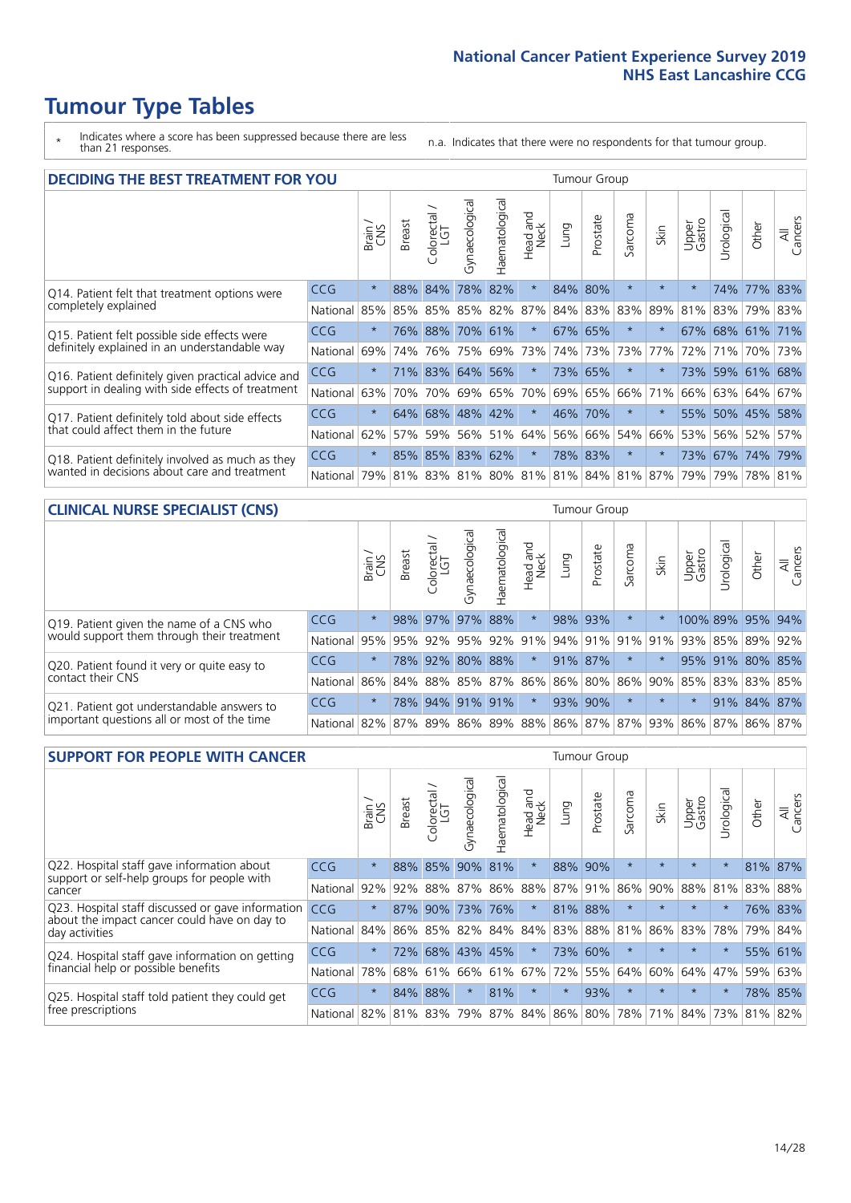# Tumour Type Tables

\* Indicates where a score has been suppressed because there are less than 21 responses.

n.a. Indicates that there were no respondents for that tumour group.

## DECIDING THE BEST TREATMENT FOR YOU

| | | Brain / CNS | Breast | Colorectal / LGT | Gynaecological | Haematological | Head and Neck | Lung | Prostate | Sarcoma | Skin | Upper Gastro | Urological | Other | All Cancers |
|---|---|---|---|---|---|---|---|---|---|---|---|---|---|---|---|
| Q14. Patient felt that treatment options were completely explained | CCG | * | 88% | 84% | 78% | 82% | * | 84% | 80% | * | * | * | 74% | 77% | 83% |
| | National | 85% | 85% | 85% | 85% | 82% | 87% | 84% | 83% | 83% | 89% | 81% | 83% | 79% | 83% |
| Q15. Patient felt possible side effects were definitely explained in an understandable way | CCG | * | 76% | 88% | 70% | 61% | * | 67% | 65% | * | * | 67% | 68% | 61% | 71% |
| | National | 69% | 74% | 76% | 75% | 69% | 73% | 74% | 73% | 73% | 77% | 72% | 71% | 70% | 73% |
| Q16. Patient definitely given practical advice and support in dealing with side effects of treatment | CCG | * | 71% | 83% | 64% | 56% | * | 73% | 65% | * | * | 73% | 59% | 61% | 68% |
| | National | 63% | 70% | 70% | 69% | 65% | 70% | 69% | 65% | 66% | 71% | 66% | 63% | 64% | 67% |
| Q17. Patient definitely told about side effects that could affect them in the future | CCG | * | 64% | 68% | 48% | 42% | * | 46% | 70% | * | * | 55% | 50% | 45% | 58% |
| | National | 62% | 57% | 59% | 56% | 51% | 64% | 56% | 66% | 54% | 66% | 53% | 56% | 52% | 57% |
| Q18. Patient definitely involved as much as they wanted in decisions about care and treatment | CCG | * | 85% | 85% | 83% | 62% | * | 78% | 83% | * | * | 73% | 67% | 74% | 79% |
| | National | 79% | 81% | 83% | 81% | 80% | 81% | 81% | 84% | 81% | 87% | 79% | 79% | 78% | 81% |

## CLINICAL NURSE SPECIALIST (CNS)

| | | Brain / CNS | Breast | Colorectal / LGT | Gynaecological | Haematological | Head and Neck | Lung | Prostate | Sarcoma | Skin | Upper Gastro | Urological | Other | All Cancers |
|---|---|---|---|---|---|---|---|---|---|---|---|---|---|---|---|
| Q19. Patient given the name of a CNS who would support them through their treatment | CCG | * | 98% | 97% | 97% | 88% | * | 98% | 93% | * | * | 100% | 89% | 95% | 94% |
| | National | 95% | 95% | 92% | 95% | 92% | 91% | 94% | 91% | 91% | 91% | 93% | 85% | 89% | 92% |
| Q20. Patient found it very or quite easy to contact their CNS | CCG | * | 78% | 92% | 80% | 88% | * | 91% | 87% | * | * | 95% | 91% | 80% | 85% |
| | National | 86% | 84% | 88% | 85% | 87% | 86% | 86% | 80% | 86% | 90% | 85% | 83% | 83% | 85% |
| Q21. Patient got understandable answers to important questions all or most of the time | CCG | * | 78% | 94% | 91% | 91% | * | 93% | 90% | * | * | * | 91% | 84% | 87% |
| | National | 82% | 87% | 89% | 86% | 89% | 88% | 86% | 87% | 87% | 93% | 86% | 87% | 86% | 87% |

## SUPPORT FOR PEOPLE WITH CANCER

| | | Brain / CNS | Breast | Colorectal / LGT | Gynaecological | Haematological | Head and Neck | Lung | Prostate | Sarcoma | Skin | Upper Gastro | Urological | Other | All Cancers |
|---|---|---|---|---|---|---|---|---|---|---|---|---|---|---|---|
| Q22. Hospital staff gave information about support or self-help groups for people with cancer | CCG | * | 88% | 85% | 90% | 81% | * | 88% | 90% | * | * | * | * | 81% | 87% |
| | National | 92% | 92% | 88% | 87% | 86% | 88% | 87% | 91% | 86% | 90% | 88% | 81% | 83% | 88% |
| Q23. Hospital staff discussed or gave information about the impact cancer could have on day to day activities | CCG | * | 87% | 90% | 73% | 76% | * | 81% | 88% | * | * | * | * | 76% | 83% |
| | National | 84% | 86% | 85% | 82% | 84% | 84% | 83% | 88% | 81% | 86% | 83% | 78% | 79% | 84% |
| Q24. Hospital staff gave information on getting financial help or possible benefits | CCG | * | 72% | 68% | 43% | 45% | * | 73% | 60% | * | * | * | * | 55% | 61% |
| | National | 78% | 68% | 61% | 66% | 61% | 67% | 72% | 55% | 64% | 60% | 64% | 47% | 59% | 63% |
| Q25. Hospital staff told patient they could get free prescriptions | CCG | * | 84% | 88% | * | 81% | * | * | 93% | * | * | * | * | 78% | 85% |
| | National | 82% | 81% | 83% | 79% | 87% | 84% | 86% | 80% | 78% | 71% | 84% | 73% | 81% | 82% |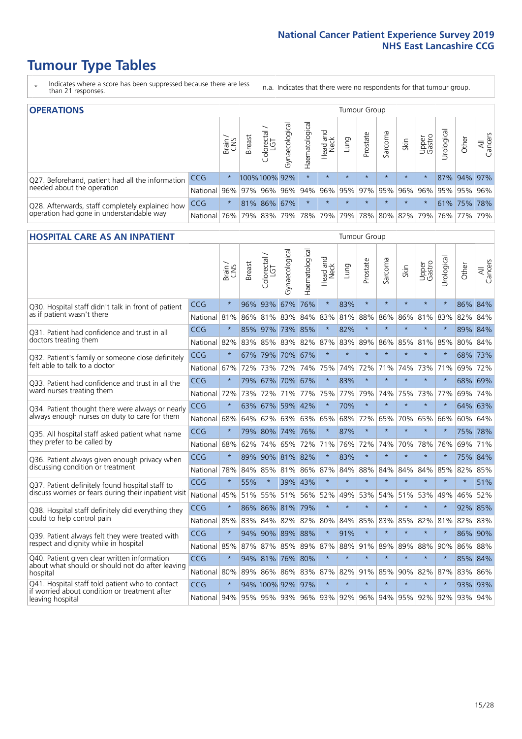# Tumour Type Tables

\* Indicates where a score has been suppressed because there are less than 21 responses.

n.a. Indicates that there were no respondents for that tumour group.

## OPERATIONS

| | | Brain / CNS | Breast | Colorectal / LGT | Gynaecological | Haematological | Head and Neck | Lung | Prostate | Sarcoma | Skin | Upper Gastro | Urological | Other | All Cancers |
|---|---|---|---|---|---|---|---|---|---|---|---|---|---|---|---|
| Q27. Beforehand, patient had all the information needed about the operation | CCG | * | 100% | 100% | 92% | * | * | * | * | * | * | * | 87% | 94% | 97% |
| | National | 96% | 97% | 96% | 96% | 94% | 96% | 95% | 97% | 95% | 96% | 96% | 95% | 95% | 96% |
| Q28. Afterwards, staff completely explained how operation had gone in understandable way | CCG | * | 81% | 86% | 67% | * | * | * | * | * | * | * | 61% | 75% | 78% |
| | National | 76% | 79% | 83% | 79% | 78% | 79% | 79% | 78% | 80% | 82% | 79% | 76% | 77% | 79% |

## HOSPITAL CARE AS AN INPATIENT

| | | Brain / CNS | Breast | Colorectal / LGT | Gynaecological | Haematological | Head and Neck | Lung | Prostate | Sarcoma | Skin | Upper Gastro | Urological | Other | All Cancers |
|---|---|---|---|---|---|---|---|---|---|---|---|---|---|---|---|
| Q30. Hospital staff didn't talk in front of patient as if patient wasn't there | CCG | * | 96% | 93% | 67% | 76% | * | 83% | * | * | * | * | * | 86% | 84% |
| | National | 81% | 86% | 81% | 83% | 84% | 83% | 81% | 88% | 86% | 86% | 81% | 83% | 82% | 84% |
| Q31. Patient had confidence and trust in all doctors treating them | CCG | * | 85% | 97% | 73% | 85% | * | 82% | * | * | * | * | * | 89% | 84% |
| | National | 82% | 83% | 85% | 83% | 82% | 87% | 83% | 89% | 86% | 85% | 81% | 85% | 80% | 84% |
| Q32. Patient's family or someone close definitely felt able to talk to a doctor | CCG | * | 67% | 79% | 70% | 67% | * | * | * | * | * | * | * | 68% | 73% |
| | National | 67% | 72% | 73% | 72% | 74% | 75% | 74% | 72% | 71% | 74% | 73% | 71% | 69% | 72% |
| Q33. Patient had confidence and trust in all the ward nurses treating them | CCG | * | 79% | 67% | 70% | 67% | * | 83% | * | * | * | * | * | 68% | 69% |
| | National | 72% | 73% | 72% | 71% | 77% | 75% | 77% | 79% | 74% | 75% | 73% | 77% | 69% | 74% |
| Q34. Patient thought there were always or nearly always enough nurses on duty to care for them | CCG | * | 63% | 67% | 59% | 42% | * | 70% | * | * | * | * | * | 64% | 63% |
| | National | 68% | 64% | 62% | 63% | 63% | 65% | 68% | 72% | 65% | 70% | 65% | 66% | 60% | 64% |
| Q35. All hospital staff asked patient what name they prefer to be called by | CCG | * | 79% | 80% | 74% | 76% | * | 87% | * | * | * | * | * | 75% | 78% |
| | National | 68% | 62% | 74% | 65% | 72% | 71% | 76% | 72% | 74% | 70% | 78% | 76% | 69% | 71% |
| Q36. Patient always given enough privacy when discussing condition or treatment | CCG | * | 89% | 90% | 81% | 82% | * | 83% | * | * | * | * | * | 75% | 84% |
| | National | 78% | 84% | 85% | 81% | 86% | 87% | 84% | 88% | 84% | 84% | 84% | 85% | 82% | 85% |
| Q37. Patient definitely found hospital staff to discuss worries or fears during their inpatient visit | CCG | * | 55% | * | 39% | 43% | * | * | * | * | * | * | * | * | 51% |
| | National | 45% | 51% | 55% | 51% | 56% | 52% | 49% | 53% | 54% | 51% | 53% | 49% | 46% | 52% |
| Q38. Hospital staff definitely did everything they could to help control pain | CCG | * | 86% | 86% | 81% | 79% | * | * | * | * | * | * | * | 92% | 85% |
| | National | 85% | 83% | 84% | 82% | 82% | 80% | 84% | 85% | 83% | 85% | 82% | 81% | 82% | 83% |
| Q39. Patient always felt they were treated with respect and dignity while in hospital | CCG | * | 94% | 90% | 89% | 88% | * | 91% | * | * | * | * | * | 86% | 90% |
| | National | 85% | 87% | 87% | 85% | 89% | 87% | 88% | 91% | 89% | 89% | 88% | 90% | 86% | 88% |
| Q40. Patient given clear written information about what should or should not do after leaving hospital | CCG | * | 94% | 81% | 76% | 80% | * | * | * | * | * | * | * | 85% | 84% |
| | National | 80% | 89% | 86% | 86% | 83% | 87% | 82% | 91% | 85% | 90% | 82% | 87% | 83% | 86% |
| Q41. Hospital staff told patient who to contact if worried about condition or treatment after leaving hospital | CCG | * | 94% | 100% | 92% | 97% | * | * | * | * | * | * | * | 93% | 93% |
| | National | 94% | 95% | 95% | 93% | 96% | 93% | 92% | 96% | 94% | 95% | 92% | 92% | 93% | 94% |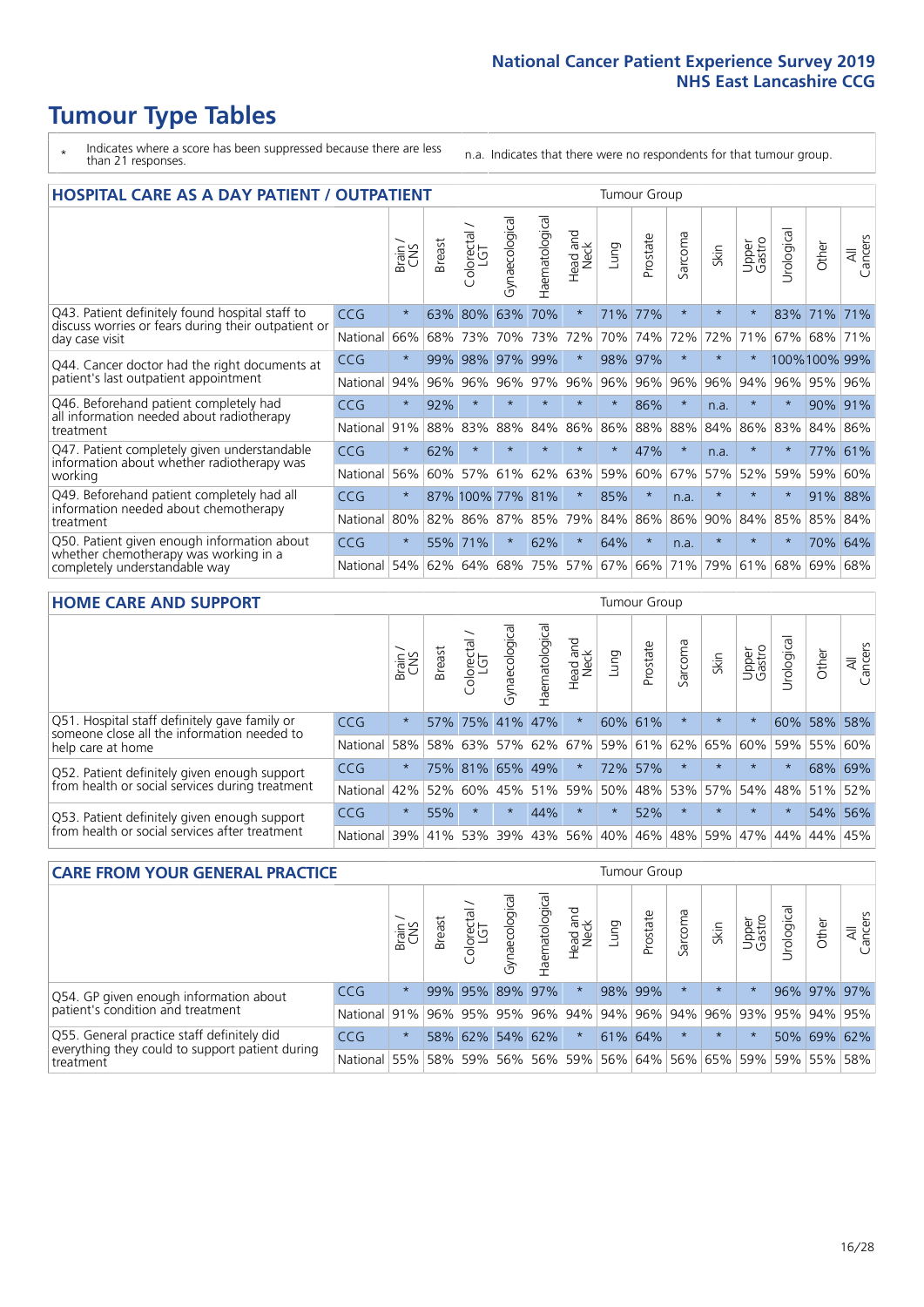# Tumour Type Tables

- \* Indicates where a score has been suppressed because there are less than 21 responses.
- n.a. Indicates that there were no respondents for that tumour group.

## HOSPITAL CARE AS A DAY PATIENT / OUTPATIENT

| | | Brain / CNS | Breast | Colorectal / LGT | Gynaecological | Haematological | Head and Neck | Lung | Prostate | Sarcoma | Skin | Upper Gastro | Urological | Other | All Cancers |
|---|---|---|---|---|---|---|---|---|---|---|---|---|---|---|---|
| Q43. Patient definitely found hospital staff to discuss worries or fears during their outpatient or day case visit | CCG | * | 63% | 80% | 63% | 70% | * | 71% | 77% | * | * | * | 83% | 71% | 71% |
| | National | 66% | 68% | 73% | 70% | 73% | 72% | 70% | 74% | 72% | 72% | 71% | 67% | 68% | 71% |
| Q44. Cancer doctor had the right documents at patient's last outpatient appointment | CCG | * | 99% | 98% | 97% | 99% | * | 98% | 97% | * | * | * | 100% | 100% | 99% |
| | National | 94% | 96% | 96% | 96% | 97% | 96% | 96% | 96% | 96% | 96% | 94% | 96% | 95% | 96% |
| Q46. Beforehand patient completely had all information needed about radiotherapy treatment | CCG | * | 92% | * | * | * | * | * | 86% | * | n.a. | * | * | 90% | 91% |
| | National | 91% | 88% | 83% | 88% | 84% | 86% | 86% | 88% | 88% | 84% | 86% | 83% | 84% | 86% |
| Q47. Patient completely given understandable information about whether radiotherapy was working | CCG | * | 62% | * | * | * | * | * | 47% | * | n.a. | * | * | 77% | 61% |
| | National | 56% | 60% | 57% | 61% | 62% | 63% | 59% | 60% | 67% | 57% | 52% | 59% | 59% | 60% |
| Q49. Beforehand patient completely had all information needed about chemotherapy treatment | CCG | * | 87% | 100% | 77% | 81% | * | 85% | * | n.a. | * | * | * | 91% | 88% |
| | National | 80% | 82% | 86% | 87% | 85% | 79% | 84% | 86% | 86% | 90% | 84% | 85% | 85% | 84% |
| Q50. Patient given enough information about whether chemotherapy was working in a completely understandable way | CCG | * | 55% | 71% | * | 62% | * | 64% | * | n.a. | * | * | * | 70% | 64% |
| | National | 54% | 62% | 64% | 68% | 75% | 57% | 67% | 66% | 71% | 79% | 61% | 68% | 69% | 68% |

## HOME CARE AND SUPPORT

| | | Brain / CNS | Breast | Colorectal / LGT | Gynaecological | Haematological | Head and Neck | Lung | Prostate | Sarcoma | Skin | Upper Gastro | Urological | Other | All Cancers |
|---|---|---|---|---|---|---|---|---|---|---|---|---|---|---|---|
| Q51. Hospital staff definitely gave family or someone close all the information needed to help care at home | CCG | * | 57% | 75% | 41% | 47% | * | 60% | 61% | * | * | * | 60% | 58% | 58% |
| | National | 58% | 58% | 63% | 57% | 62% | 67% | 59% | 61% | 62% | 65% | 60% | 59% | 55% | 60% |
| Q52. Patient definitely given enough support from health or social services during treatment | CCG | * | 75% | 81% | 65% | 49% | * | 72% | 57% | * | * | * | * | 68% | 69% |
| | National | 42% | 52% | 60% | 45% | 51% | 59% | 50% | 48% | 53% | 57% | 54% | 48% | 51% | 52% |
| Q53. Patient definitely given enough support from health or social services after treatment | CCG | * | 55% | * | * | 44% | * | * | 52% | * | * | * | * | 54% | 56% |
| | National | 39% | 41% | 53% | 39% | 43% | 56% | 40% | 46% | 48% | 59% | 47% | 44% | 44% | 45% |

## CARE FROM YOUR GENERAL PRACTICE

| | | Brain / CNS | Breast | Colorectal / LGT | Gynaecological | Haematological | Head and Neck | Lung | Prostate | Sarcoma | Skin | Upper Gastro | Urological | Other | All Cancers |
|---|---|---|---|---|---|---|---|---|---|---|---|---|---|---|---|
| Q54. GP given enough information about patient's condition and treatment | CCG | * | 99% | 95% | 89% | 97% | * | 98% | 99% | * | * | * | 96% | 97% | 97% |
| | National | 91% | 96% | 95% | 95% | 96% | 94% | 94% | 96% | 94% | 96% | 93% | 95% | 94% | 95% |
| Q55. General practice staff definitely did everything they could to support patient during treatment | CCG | * | 58% | 62% | 54% | 62% | * | 61% | 64% | * | * | * | 50% | 69% | 62% |
| | National | 55% | 58% | 59% | 56% | 56% | 59% | 56% | 64% | 56% | 65% | 59% | 59% | 55% | 58% |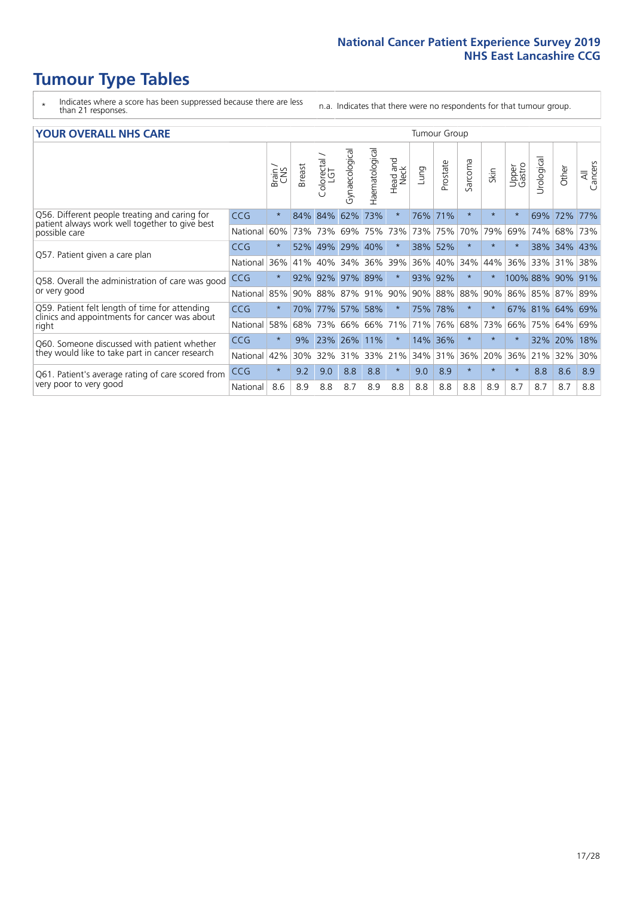# Tumour Type Tables

- \* Indicates where a score has been suppressed because there are less than 21 responses.
- n.a. Indicates that there were no respondents for that tumour group.

## YOUR OVERALL NHS CARE

| | | Tumour Group | | | | | | | | | | | | | | |
|---|---|---|---|---|---|---|---|---|---|---|---|---|---|---|---|---|
| | | Brain / CNS | Breast | Colorectal / LGT | Gynaecological | Haematological | Head and Neck | Lung | Prostate | Sarcoma | Skin | Upper Gastro | Urological | Other | All Cancers |
| Q56. Different people treating and caring for patient always work well together to give best possible care | CCG | * | 84% | 84% | 62% | 73% | * | 76% | 71% | * | * | * | 69% | 72% | 77% |
| | National | 60% | 73% | 73% | 69% | 75% | 73% | 73% | 75% | 70% | 79% | 69% | 74% | 68% | 73% |
| Q57. Patient given a care plan | CCG | * | 52% | 49% | 29% | 40% | * | 38% | 52% | * | * | * | 38% | 34% | 43% |
| | National | 36% | 41% | 40% | 34% | 36% | 39% | 36% | 40% | 34% | 44% | 36% | 33% | 31% | 38% |
| Q58. Overall the administration of care was good or very good | CCG | * | 92% | 92% | 97% | 89% | * | 93% | 92% | * | * | 100% | 88% | 90% | 91% |
| | National | 85% | 90% | 88% | 87% | 91% | 90% | 90% | 88% | 88% | 90% | 86% | 85% | 87% | 89% |
| Q59. Patient felt length of time for attending clinics and appointments for cancer was about right | CCG | * | 70% | 77% | 57% | 58% | * | 75% | 78% | * | * | 67% | 81% | 64% | 69% |
| | National | 58% | 68% | 73% | 66% | 66% | 71% | 71% | 76% | 68% | 73% | 66% | 75% | 64% | 69% |
| Q60. Someone discussed with patient whether they would like to take part in cancer research | CCG | * | 9% | 23% | 26% | 11% | * | 14% | 36% | * | * | * | 32% | 20% | 18% |
| | National | 42% | 30% | 32% | 31% | 33% | 21% | 34% | 31% | 36% | 20% | 36% | 21% | 32% | 30% |
| Q61. Patient's average rating of care scored from very poor to very good | CCG | * | 9.2 | 9.0 | 8.8 | 8.8 | * | 9.0 | 8.9 | * | * | * | 8.8 | 8.6 | 8.9 |
| | National | 8.6 | 8.9 | 8.8 | 8.7 | 8.9 | 8.8 | 8.8 | 8.8 | 8.8 | 8.9 | 8.7 | 8.7 | 8.7 | 8.8 |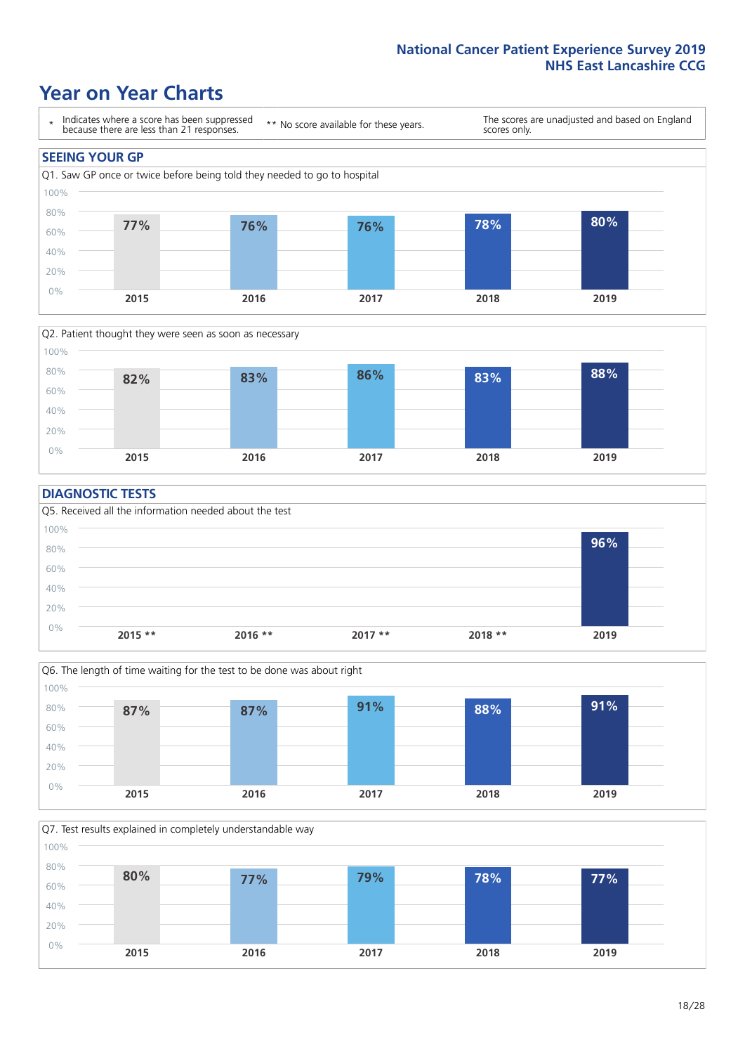# Year on Year Charts

| * Indicates where a score has been suppressed because there are less than 21 responses. | ** No score available for these years. | The scores are unadjusted and based on England scores only. |
|---|---|---|

## SEEING YOUR GP

Q1. Saw GP once or twice before being told they needed to go to hospital

| 2015 | 2016 | 2017 | 2018 | 2019 |
|---|---|---|---|---|
| 77% | 76% | 76% | 78% | 80% |

Q2. Patient thought they were seen as soon as necessary

| 2015 | 2016 | 2017 | 2018 | 2019 |
|---|---|---|---|---|
| 82% | 83% | 86% | 83% | 88% |

## DIAGNOSTIC TESTS

Q5. Received all the information needed about the test

| 2015 ** | 2016 ** | 2017 ** | 2018 ** | 2019 |
|---|---|---|---|---|
| | | | | 96% |

Q6. The length of time waiting for the test to be done was about right

| 2015 | 2016 | 2017 | 2018 | 2019 |
|---|---|---|---|---|
| 87% | 87% | 91% | 88% | 91% |

Q7. Test results explained in completely understandable way

| 2015 | 2016 | 2017 | 2018 | 2019 |
|---|---|---|---|---|
| 80% | 77% | 79% | 78% | 77% |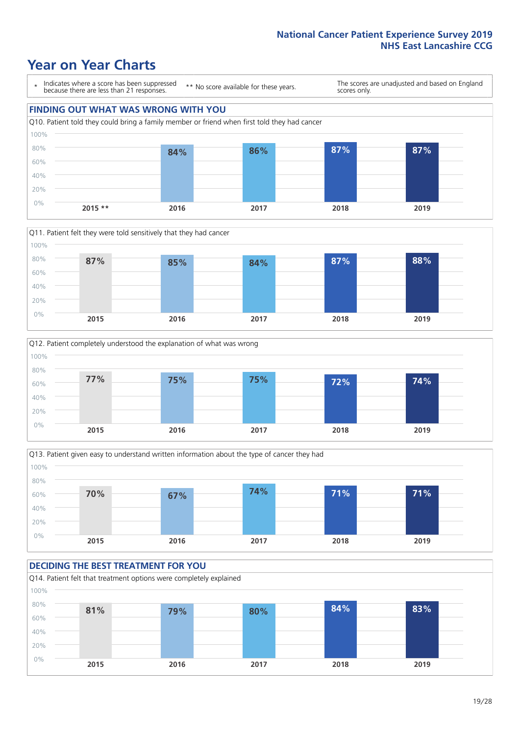# Year on Year Charts

\* Indicates where a score has been suppressed because there are less than 21 responses.

** No score available for these years.

The scores are unadjusted and based on England scores only.

## FINDING OUT WHAT WAS WRONG WITH YOU

Q10. Patient told they could bring a family member or friend when first told they had cancer

| 2015 ** | 2016 | 2017 | 2018 | 2019 |
|---|---|---|---|---|
| | 84% | 86% | 87% | 87% |

Q11. Patient felt they were told sensitively that they had cancer

| 2015 | 2016 | 2017 | 2018 | 2019 |
|---|---|---|---|---|
| 87% | 85% | 84% | 87% | 88% |

Q12. Patient completely understood the explanation of what was wrong

| 2015 | 2016 | 2017 | 2018 | 2019 |
|---|---|---|---|---|
| 77% | 75% | 75% | 72% | 74% |

Q13. Patient given easy to understand written information about the type of cancer they had

| 2015 | 2016 | 2017 | 2018 | 2019 |
|---|---|---|---|---|
| 70% | 67% | 74% | 71% | 71% |

## DECIDING THE BEST TREATMENT FOR YOU

Q14. Patient felt that treatment options were completely explained

| 2015 | 2016 | 2017 | 2018 | 2019 |
|---|---|---|---|---|
| 81% | 79% | 80% | 84% | 83% |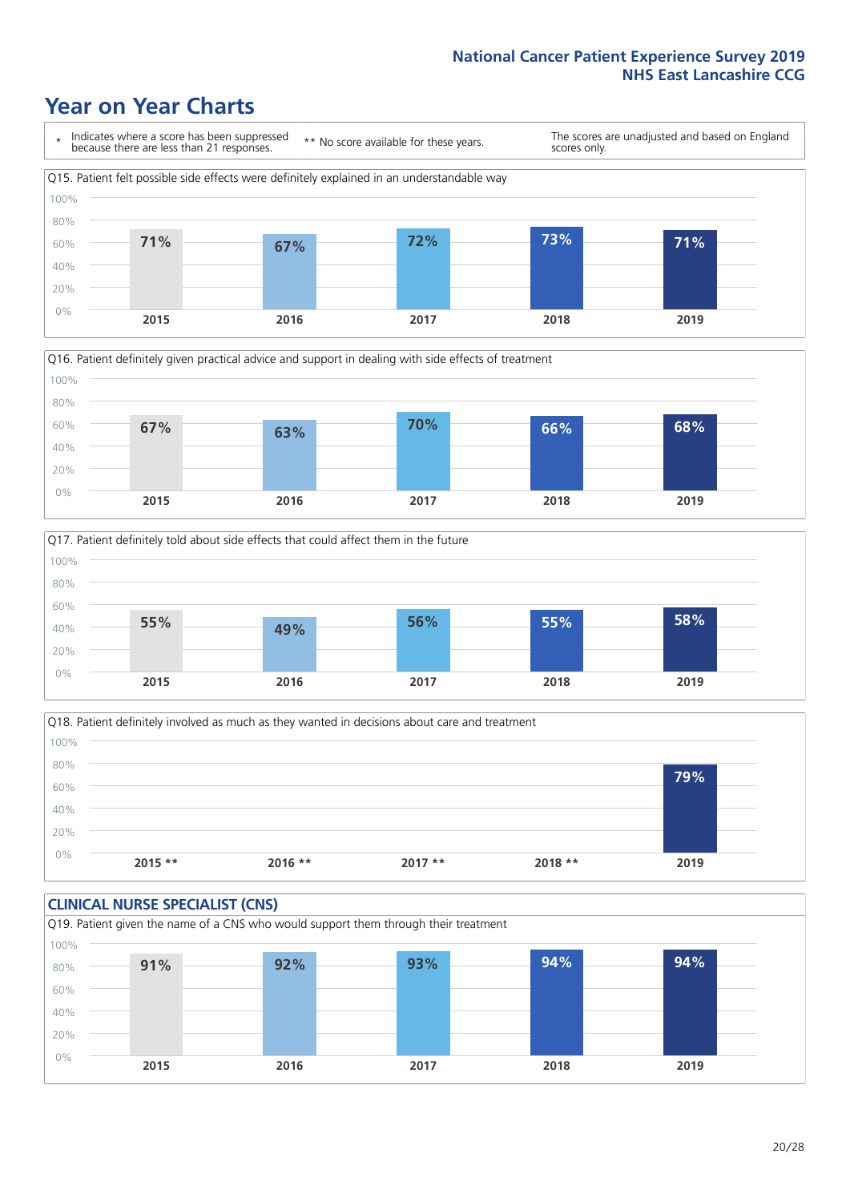# Year on Year Charts

\* Indicates where a score has been suppressed because there are less than 21 responses.

** No score available for these years.

The scores are unadjusted and based on England scores only.

Q15. Patient felt possible side effects were definitely explained in an understandable way

| 2015 | 2016 | 2017 | 2018 | 2019 |
|---|---|---|---|---|
| 71% | 67% | 72% | 73% | 71% |

Q16. Patient definitely given practical advice and support in dealing with side effects of treatment

| 2015 | 2016 | 2017 | 2018 | 2019 |
|---|---|---|---|---|
| 67% | 63% | 70% | 66% | 68% |

Q17. Patient definitely told about side effects that could affect them in the future

| 2015 | 2016 | 2017 | 2018 | 2019 |
|---|---|---|---|---|
| 55% | 49% | 56% | 55% | 58% |

Q18. Patient definitely involved as much as they wanted in decisions about care and treatment

| 2015 ** | 2016 ** | 2017 ** | 2018 ** | 2019 |
|---|---|---|---|---|
| | | | | 79% |

## CLINICAL NURSE SPECIALIST (CNS)

Q19. Patient given the name of a CNS who would support them through their treatment

| 2015 | 2016 | 2017 | 2018 | 2019 |
|---|---|---|---|---|
| 91% | 92% | 93% | 94% | 94% |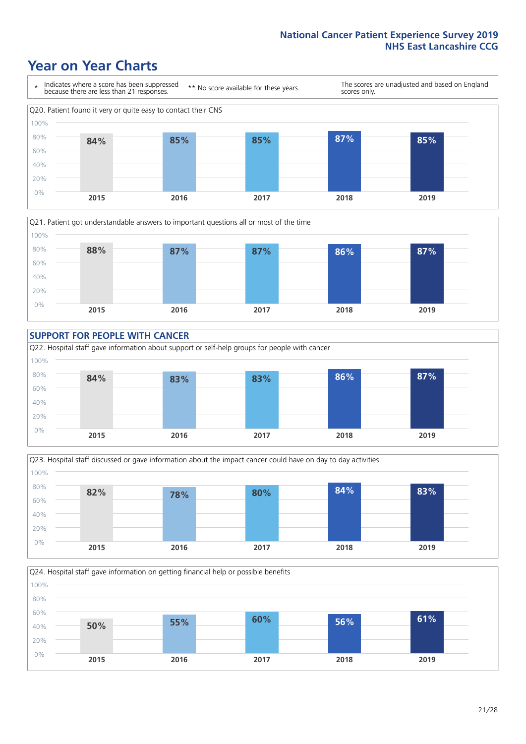# Year on Year Charts

\* Indicates where a score has been suppressed because there are less than 21 responses.

\*\* No score available for these years.

The scores are unadjusted and based on England scores only.

Q20. Patient found it very or quite easy to contact their CNS

| 2015 | 2016 | 2017 | 2018 | 2019 |
|---|---|---|---|---|
| 84% | 85% | 85% | 87% | 85% |

Q21. Patient got understandable answers to important questions all or most of the time

| 2015 | 2016 | 2017 | 2018 | 2019 |
|---|---|---|---|---|
| 88% | 87% | 87% | 86% | 87% |

## SUPPORT FOR PEOPLE WITH CANCER

Q22. Hospital staff gave information about support or self-help groups for people with cancer

| 2015 | 2016 | 2017 | 2018 | 2019 |
|---|---|---|---|---|
| 84% | 83% | 83% | 86% | 87% |

Q23. Hospital staff discussed or gave information about the impact cancer could have on day to day activities

| 2015 | 2016 | 2017 | 2018 | 2019 |
|---|---|---|---|---|
| 82% | 78% | 80% | 84% | 83% |

Q24. Hospital staff gave information on getting financial help or possible benefits

| 2015 | 2016 | 2017 | 2018 | 2019 |
|---|---|---|---|---|
| 50% | 55% | 60% | 56% | 61% |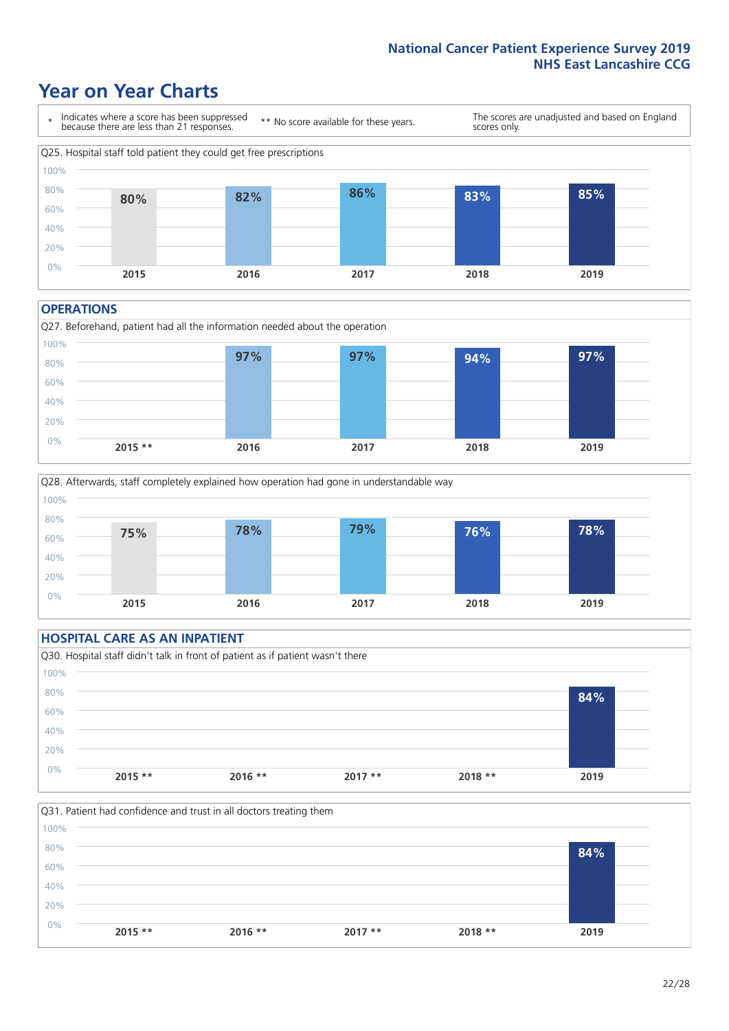# Year on Year Charts

\* Indicates where a score has been suppressed because there are less than 21 responses.

\*\* No score available for these years.

The scores are unadjusted and based on England scores only.

Q25. Hospital staff told patient they could get free prescriptions

| 2015 | 2016 | 2017 | 2018 | 2019 |
|---|---|---|---|---|
| 80% | 82% | 86% | 83% | 85% |

## OPERATIONS

Q27. Beforehand, patient had all the information needed about the operation

| 2015 ** | 2016 | 2017 | 2018 | 2019 |
|---|---|---|---|---|
| | 97% | 97% | 94% | 97% |

Q28. Afterwards, staff completely explained how operation had gone in understandable way

| 2015 | 2016 | 2017 | 2018 | 2019 |
|---|---|---|---|---|
| 75% | 78% | 79% | 76% | 78% |

## HOSPITAL CARE AS AN INPATIENT

Q30. Hospital staff didn't talk in front of patient as if patient wasn't there

| 2015 ** | 2016 ** | 2017 ** | 2018 ** | 2019 |
|---|---|---|---|---|
| | | | | 84% |

Q31. Patient had confidence and trust in all doctors treating them

| 2015 ** | 2016 ** | 2017 ** | 2018 ** | 2019 |
|---|---|---|---|---|
| | | | | 84% |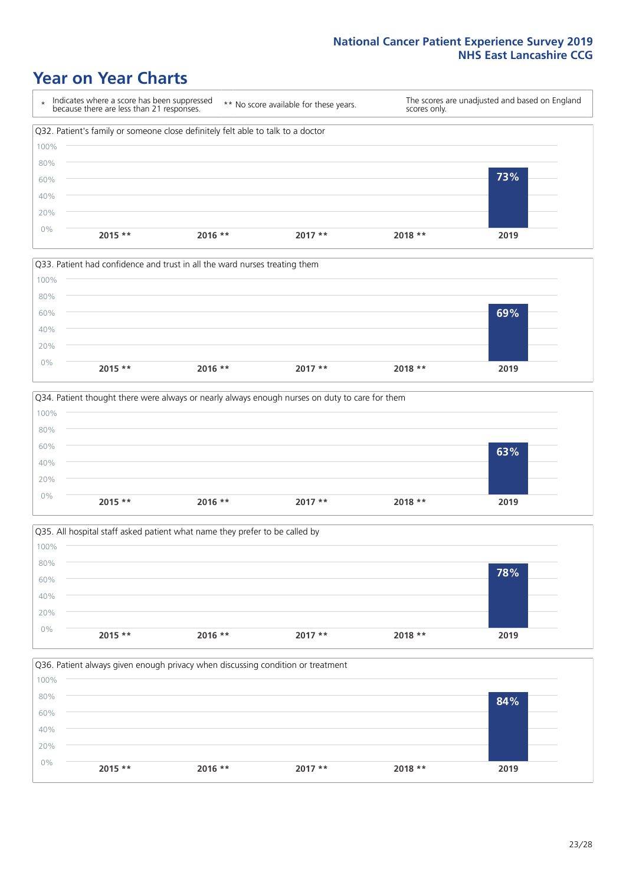# Year on Year Charts

\* Indicates where a score has been suppressed because there are less than 21 responses.

\*\* No score available for these years.

The scores are unadjusted and based on England scores only.

Q32. Patient's family or someone close definitely felt able to talk to a doctor

| 2015 ** | 2016 ** | 2017 ** | 2018 ** | 2019 |
| --- | --- | --- | --- | --- |
| | | | | 73% |

Q33. Patient had confidence and trust in all the ward nurses treating them

| 2015 ** | 2016 ** | 2017 ** | 2018 ** | 2019 |
| --- | --- | --- | --- | --- |
| | | | | 69% |

Q34. Patient thought there were always or nearly always enough nurses on duty to care for them

| 2015 ** | 2016 ** | 2017 ** | 2018 ** | 2019 |
| --- | --- | --- | --- | --- |
| | | | | 63% |

Q35. All hospital staff asked patient what name they prefer to be called by

| 2015 ** | 2016 ** | 2017 ** | 2018 ** | 2019 |
| --- | --- | --- | --- | --- |
| | | | | 78% |

Q36. Patient always given enough privacy when discussing condition or treatment

| 2015 ** | 2016 ** | 2017 ** | 2018 ** | 2019 |
| --- | --- | --- | --- | --- |
| | | | | 84% |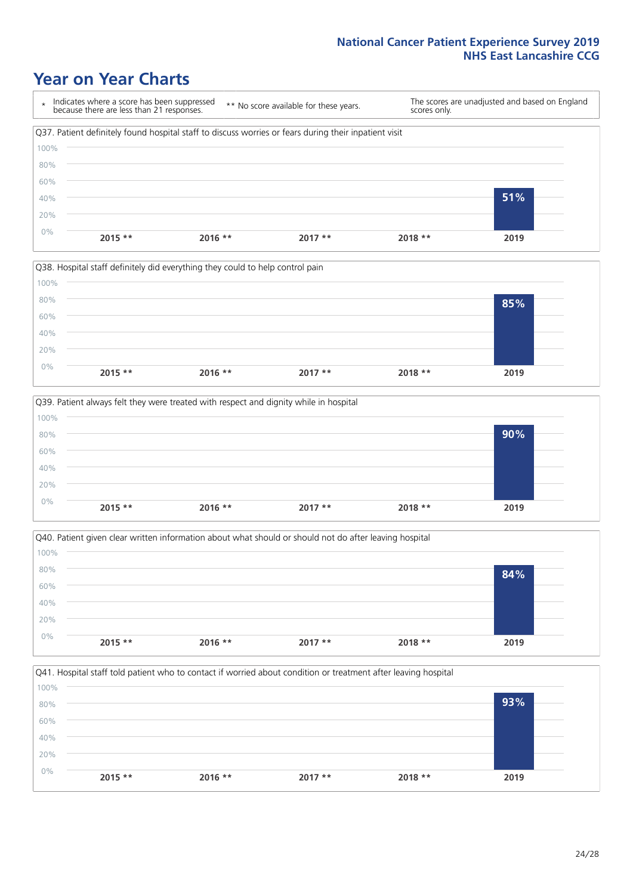# Year on Year Charts

\* Indicates where a score has been suppressed because there are less than 21 responses.

\*\* No score available for these years.

The scores are unadjusted and based on England scores only.

Q37. Patient definitely found hospital staff to discuss worries or fears during their inpatient visit

| 2015 ** | 2016 ** | 2017 ** | 2018 ** | 2019 |
|---|---|---|---|---|
| | | | | 51% |

Q38. Hospital staff definitely did everything they could to help control pain

| 2015 ** | 2016 ** | 2017 ** | 2018 ** | 2019 |
|---|---|---|---|---|
| | | | | 85% |

Q39. Patient always felt they were treated with respect and dignity while in hospital

| 2015 ** | 2016 ** | 2017 ** | 2018 ** | 2019 |
|---|---|---|---|---|
| | | | | 90% |

Q40. Patient given clear written information about what should or should not do after leaving hospital

| 2015 ** | 2016 ** | 2017 ** | 2018 ** | 2019 |
|---|---|---|---|---|
| | | | | 84% |

Q41. Hospital staff told patient who to contact if worried about condition or treatment after leaving hospital

| 2015 ** | 2016 ** | 2017 ** | 2018 ** | 2019 |
|---|---|---|---|---|
| | | | | 93% |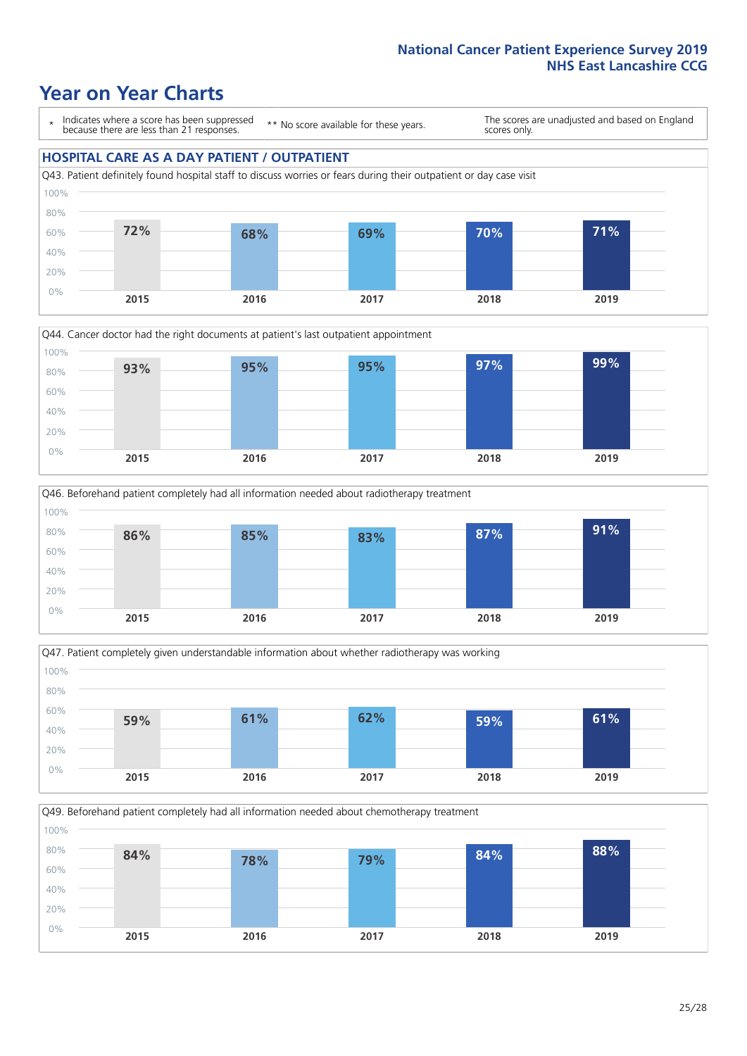# Year on Year Charts

\* Indicates where a score has been suppressed because there are less than 21 responses.

** No score available for these years.

The scores are unadjusted and based on England scores only.

## HOSPITAL CARE AS A DAY PATIENT / OUTPATIENT

Q43. Patient definitely found hospital staff to discuss worries or fears during their outpatient or day case visit

| 2015 | 2016 | 2017 | 2018 | 2019 |
|---|---|---|---|---|
| 72% | 68% | 69% | 70% | 71% |

Q44. Cancer doctor had the right documents at patient's last outpatient appointment

| 2015 | 2016 | 2017 | 2018 | 2019 |
|---|---|---|---|---|
| 93% | 95% | 95% | 97% | 99% |

Q46. Beforehand patient completely had all information needed about radiotherapy treatment

| 2015 | 2016 | 2017 | 2018 | 2019 |
|---|---|---|---|---|
| 86% | 85% | 83% | 87% | 91% |

Q47. Patient completely given understandable information about whether radiotherapy was working

| 2015 | 2016 | 2017 | 2018 | 2019 |
|---|---|---|---|---|
| 59% | 61% | 62% | 59% | 61% |

Q49. Beforehand patient completely had all information needed about chemotherapy treatment

| 2015 | 2016 | 2017 | 2018 | 2019 |
|---|---|---|---|---|
| 84% | 78% | 79% | 84% | 88% |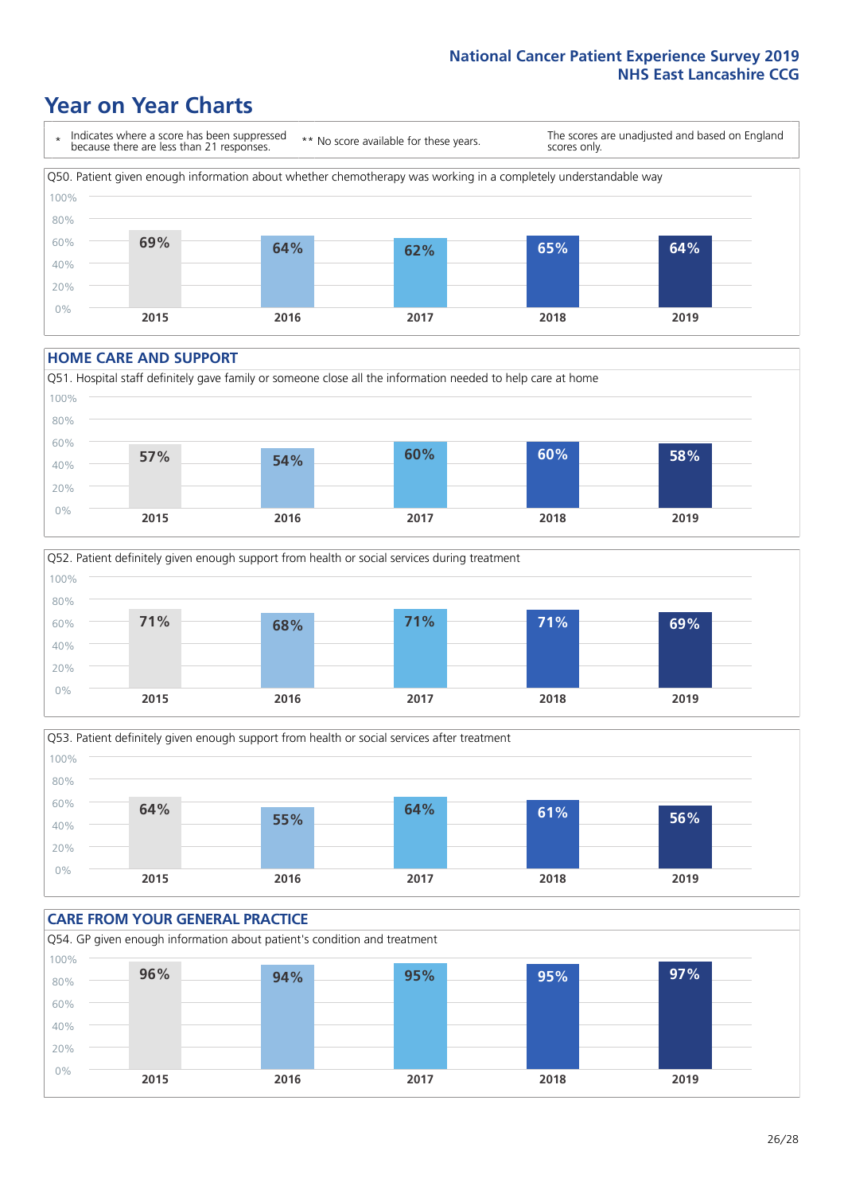# Year on Year Charts

\* Indicates where a score has been suppressed because there are less than 21 responses.

\*\* No score available for these years.

The scores are unadjusted and based on England scores only.

Q50. Patient given enough information about whether chemotherapy was working in a completely understandable way

| 2015 | 2016 | 2017 | 2018 | 2019 |
|---|---|---|---|---|
| 69% | 64% | 62% | 65% | 64% |

## HOME CARE AND SUPPORT

Q51. Hospital staff definitely gave family or someone close all the information needed to help care at home

| 2015 | 2016 | 2017 | 2018 | 2019 |
|---|---|---|---|---|
| 57% | 54% | 60% | 60% | 58% |

Q52. Patient definitely given enough support from health or social services during treatment

| 2015 | 2016 | 2017 | 2018 | 2019 |
|---|---|---|---|---|
| 71% | 68% | 71% | 71% | 69% |

Q53. Patient definitely given enough support from health or social services after treatment

| 2015 | 2016 | 2017 | 2018 | 2019 |
|---|---|---|---|---|
| 64% | 55% | 64% | 61% | 56% |

## CARE FROM YOUR GENERAL PRACTICE

Q54. GP given enough information about patient's condition and treatment

| 2015 | 2016 | 2017 | 2018 | 2019 |
|---|---|---|---|---|
| 96% | 94% | 95% | 95% | 97% |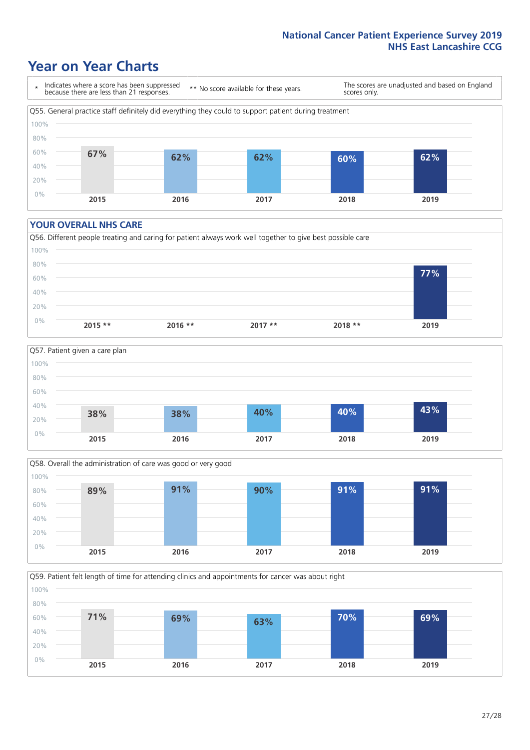# Year on Year Charts

\* Indicates where a score has been suppressed because there are less than 21 responses.

\*\* No score available for these years.

The scores are unadjusted and based on England scores only.

Q55. General practice staff definitely did everything they could to support patient during treatment

| 2015 | 2016 | 2017 | 2018 | 2019 |
|---|---|---|---|---|
| 67% | 62% | 62% | 60% | 62% |

## YOUR OVERALL NHS CARE

Q56. Different people treating and caring for patient always work well together to give best possible care

| 2015 ** | 2016 ** | 2017 ** | 2018 ** | 2019 |
|---|---|---|---|---|
| | | | | 77% |

Q57. Patient given a care plan

| 2015 | 2016 | 2017 | 2018 | 2019 |
|---|---|---|---|---|
| 38% | 38% | 40% | 40% | 43% |

Q58. Overall the administration of care was good or very good

| 2015 | 2016 | 2017 | 2018 | 2019 |
|---|---|---|---|---|
| 89% | 91% | 90% | 91% | 91% |

Q59. Patient felt length of time for attending clinics and appointments for cancer was about right

| 2015 | 2016 | 2017 | 2018 | 2019 |
|---|---|---|---|---|
| 71% | 69% | 63% | 70% | 69% |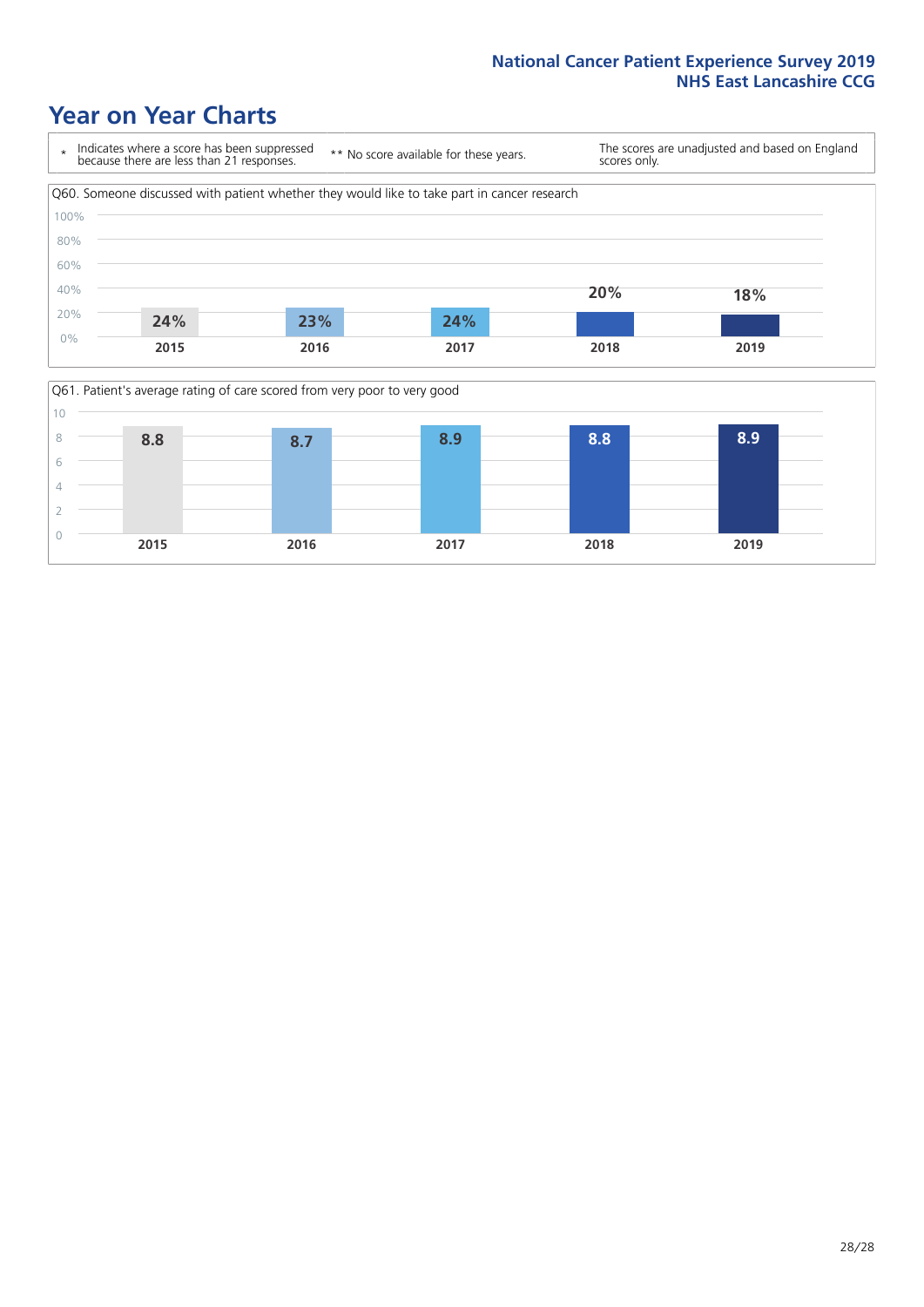# Year on Year Charts

\* Indicates where a score has been suppressed because there are less than 21 responses.

\*\* No score available for these years.

The scores are unadjusted and based on England scores only.

Q60. Someone discussed with patient whether they would like to take part in cancer research

100%
80%
60%
40%
20%
0%

24%
2015

23%
2016

24%
2017

20%
2018

18%
2019

Q61. Patient's average rating of care scored from very poor to very good

10
8
6
4
2
0

8.8
2015

8.7
2016

8.9
2017

8.8
2018

8.9
2019